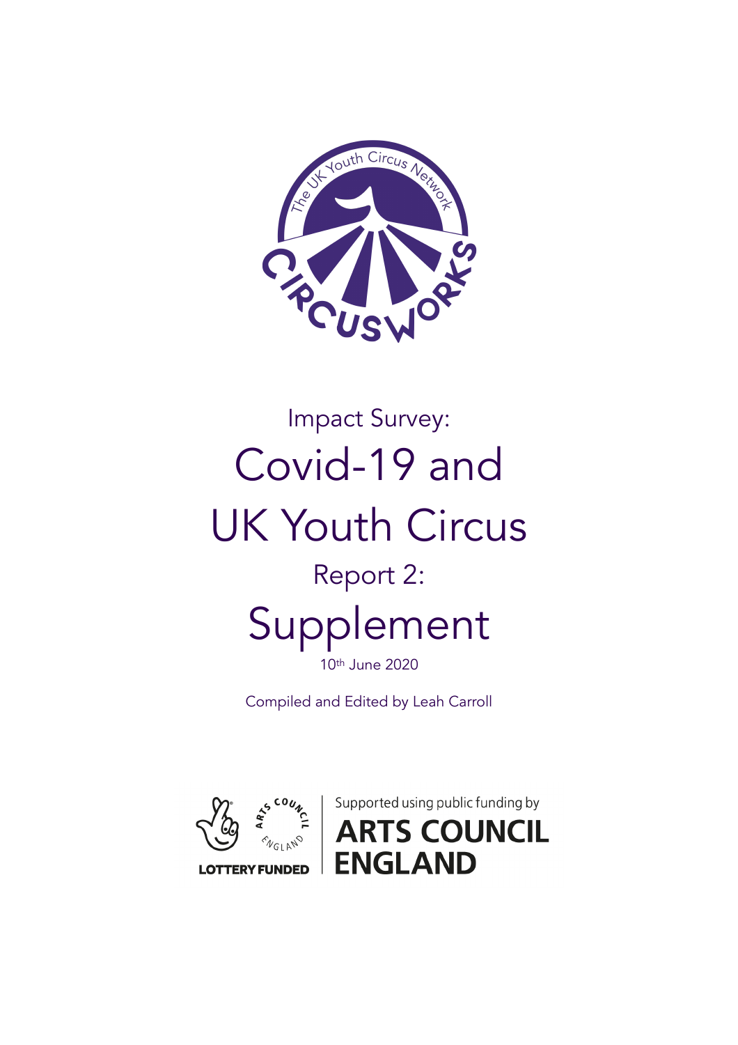# Impact Survey: Covid-19 and UK Youth Circus

## Report 2: Supplement

10th June 2020

Compiled and Edited by Leah Carroll

Supported using public funding by ARTS COUNCIL ENGLAND

LOTTERY FUNDED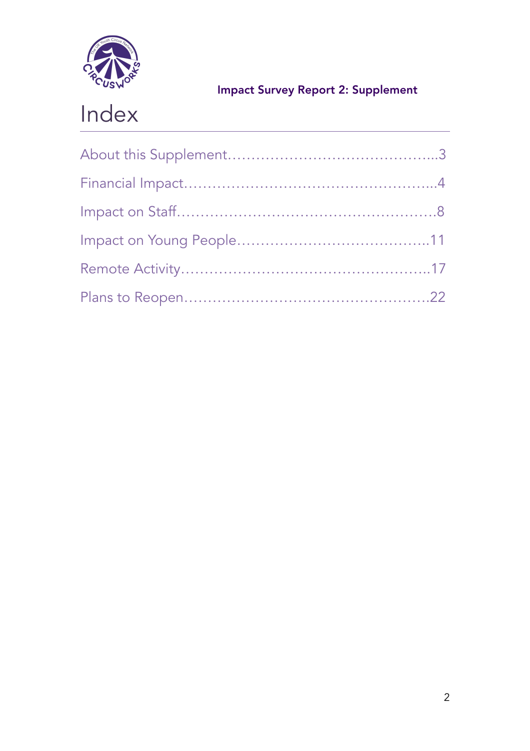Impact Survey Report 2: Supplement

# Index

About this Supplement...........................................3

Financial Impact...................................................4

Impact on Staff.....................................................8

Impact on Young People.......................................11

Remote Activity...................................................17

Plans to Reopen..................................................22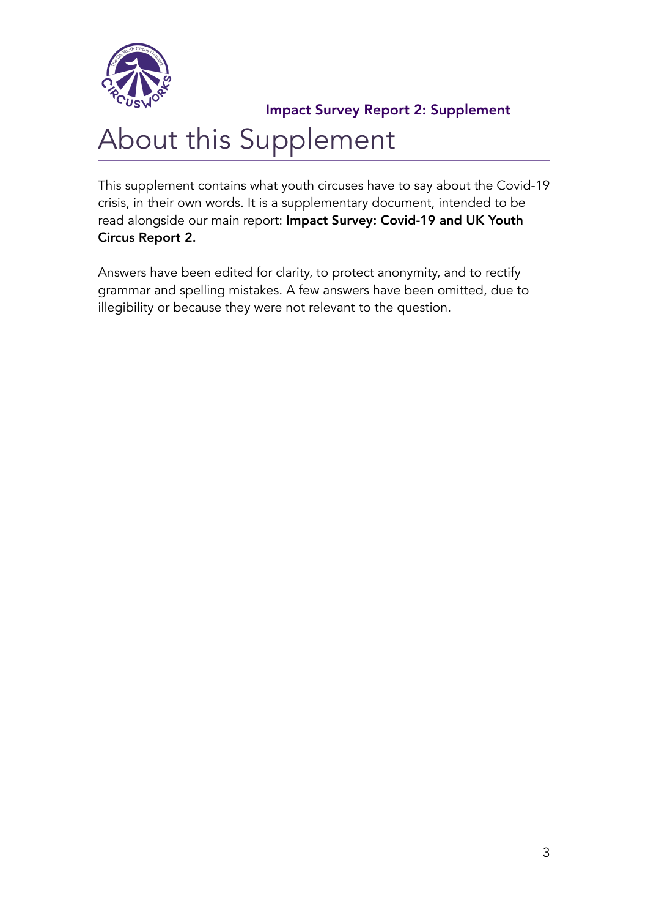# About this Supplement

This supplement contains what youth circuses have to say about the Covid-19 crisis, in their own words. It is a supplementary document, intended to be read alongside our main report: **Impact Survey: Covid-19 and UK Youth Circus Report 2.**

Answers have been edited for clarity, to protect anonymity, and to rectify grammar and spelling mistakes. A few answers have been omitted, due to illegibility or because they were not relevant to the question.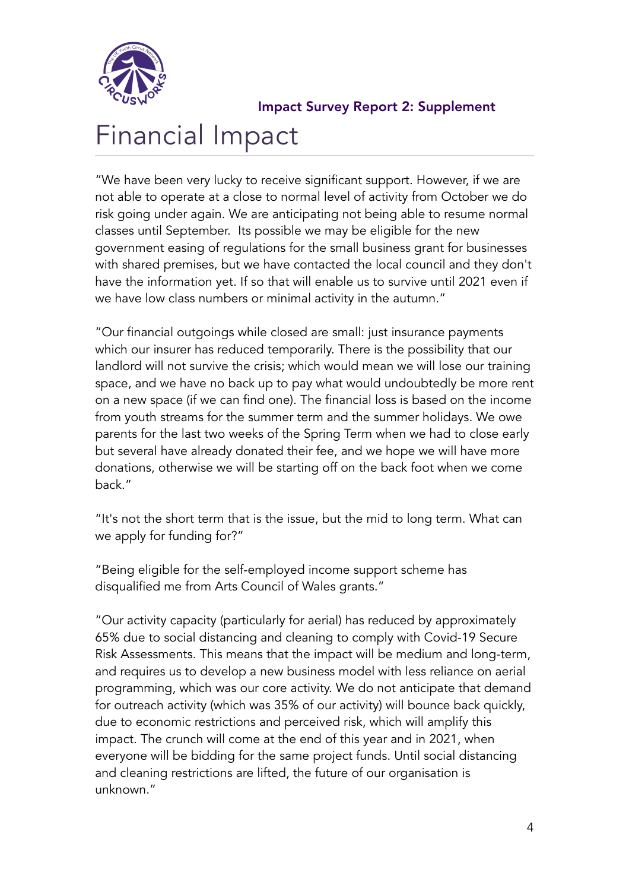Impact Survey Report 2: Supplement

# Financial Impact

"We have been very lucky to receive significant support. However, if we are not able to operate at a close to normal level of activity from October we do risk going under again. We are anticipating not being able to resume normal classes until September.  Its possible we may be eligible for the new government easing of regulations for the small business grant for businesses with shared premises, but we have contacted the local council and they don't have the information yet. If so that will enable us to survive until 2021 even if we have low class numbers or minimal activity in the autumn."

"Our financial outgoings while closed are small: just insurance payments which our insurer has reduced temporarily. There is the possibility that our landlord will not survive the crisis; which would mean we will lose our training space, and we have no back up to pay what would undoubtedly be more rent on a new space (if we can find one). The financial loss is based on the income from youth streams for the summer term and the summer holidays. We owe parents for the last two weeks of the Spring Term when we had to close early but several have already donated their fee, and we hope we will have more donations, otherwise we will be starting off on the back foot when we come back."

"It's not the short term that is the issue, but the mid to long term. What can we apply for funding for?"

"Being eligible for the self-employed income support scheme has disqualified me from Arts Council of Wales grants."

"Our activity capacity (particularly for aerial) has reduced by approximately 65% due to social distancing and cleaning to comply with Covid-19 Secure Risk Assessments. This means that the impact will be medium and long-term, and requires us to develop a new business model with less reliance on aerial programming, which was our core activity. We do not anticipate that demand for outreach activity (which was 35% of our activity) will bounce back quickly, due to economic restrictions and perceived risk, which will amplify this impact. The crunch will come at the end of this year and in 2021, when everyone will be bidding for the same project funds. Until social distancing and cleaning restrictions are lifted, the future of our organisation is unknown."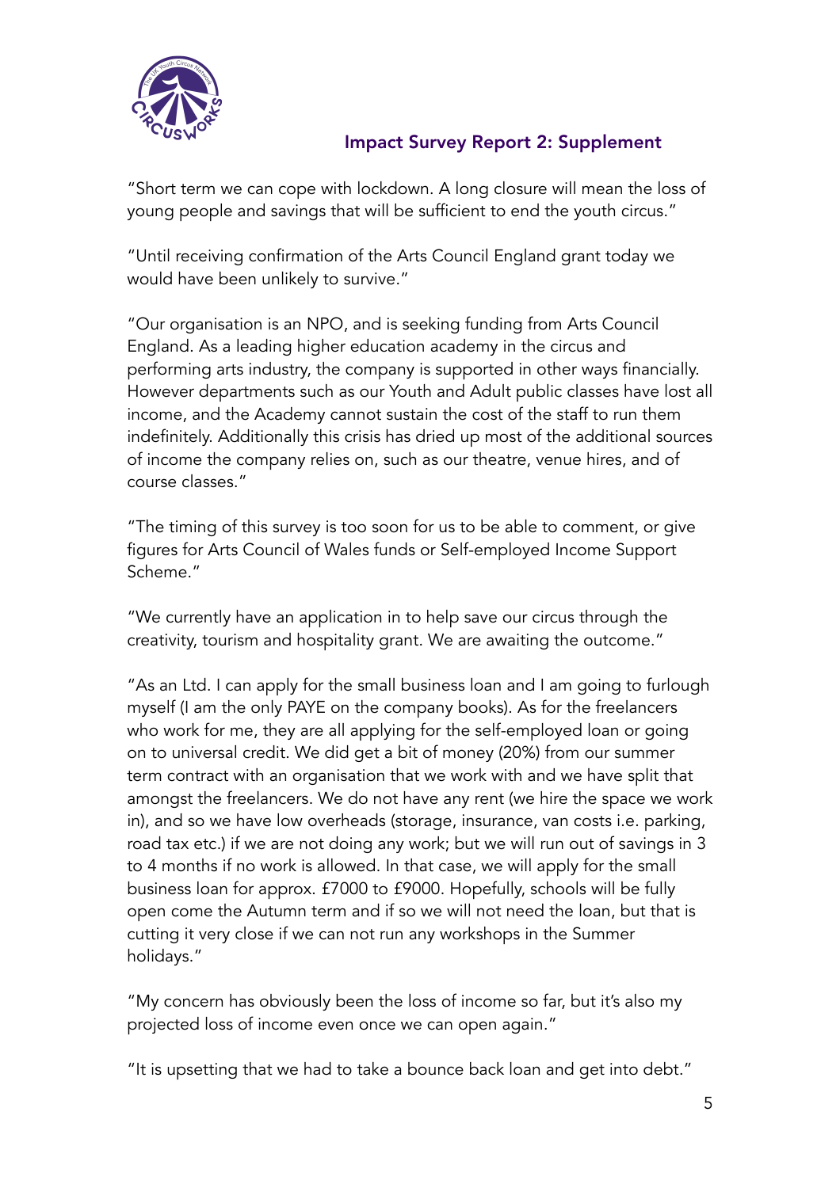## Impact Survey Report 2: Supplement

"Short term we can cope with lockdown. A long closure will mean the loss of young people and savings that will be sufficient to end the youth circus."

"Until receiving confirmation of the Arts Council England grant today we would have been unlikely to survive."

"Our organisation is an NPO, and is seeking funding from Arts Council England. As a leading higher education academy in the circus and performing arts industry, the company is supported in other ways financially. However departments such as our Youth and Adult public classes have lost all income, and the Academy cannot sustain the cost of the staff to run them indefinitely. Additionally this crisis has dried up most of the additional sources of income the company relies on, such as our theatre, venue hires, and of course classes."

"The timing of this survey is too soon for us to be able to comment, or give figures for Arts Council of Wales funds or Self-employed Income Support Scheme."

"We currently have an application in to help save our circus through the creativity, tourism and hospitality grant. We are awaiting the outcome."

"As an Ltd. I can apply for the small business loan and I am going to furlough myself (I am the only PAYE on the company books). As for the freelancers who work for me, they are all applying for the self-employed loan or going on to universal credit. We did get a bit of money (20%) from our summer term contract with an organisation that we work with and we have split that amongst the freelancers. We do not have any rent (we hire the space we work in), and so we have low overheads (storage, insurance, van costs i.e. parking, road tax etc.) if we are not doing any work; but we will run out of savings in 3 to 4 months if no work is allowed. In that case, we will apply for the small business loan for approx. £7000 to £9000. Hopefully, schools will be fully open come the Autumn term and if so we will not need the loan, but that is cutting it very close if we can not run any workshops in the Summer holidays."

"My concern has obviously been the loss of income so far, but it's also my projected loss of income even once we can open again."

"It is upsetting that we had to take a bounce back loan and get into debt."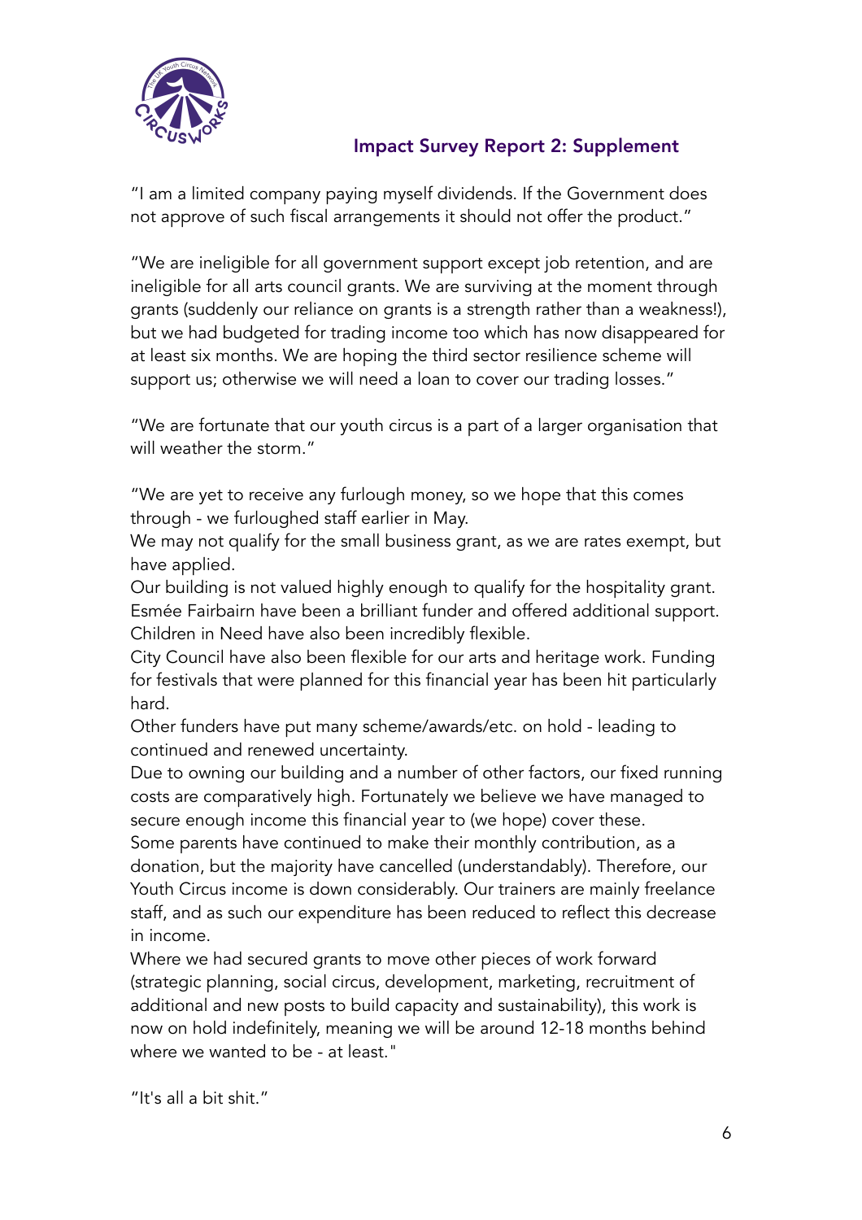# Impact Survey Report 2: Supplement

"I am a limited company paying myself dividends. If the Government does not approve of such fiscal arrangements it should not offer the product."

"We are ineligible for all government support except job retention, and are ineligible for all arts council grants. We are surviving at the moment through grants (suddenly our reliance on grants is a strength rather than a weakness!), but we had budgeted for trading income too which has now disappeared for at least six months. We are hoping the third sector resilience scheme will support us; otherwise we will need a loan to cover our trading losses."

"We are fortunate that our youth circus is a part of a larger organisation that will weather the storm."

"We are yet to receive any furlough money, so we hope that this comes through - we furloughed staff earlier in May.
We may not qualify for the small business grant, as we are rates exempt, but have applied.
Our building is not valued highly enough to qualify for the hospitality grant.
Esmée Fairbairn have been a brilliant funder and offered additional support.
Children in Need have also been incredibly flexible.
City Council have also been flexible for our arts and heritage work. Funding for festivals that were planned for this financial year has been hit particularly hard.
Other funders have put many scheme/awards/etc. on hold - leading to continued and renewed uncertainty.
Due to owning our building and a number of other factors, our fixed running costs are comparatively high. Fortunately we believe we have managed to secure enough income this financial year to (we hope) cover these.
Some parents have continued to make their monthly contribution, as a donation, but the majority have cancelled (understandably). Therefore, our Youth Circus income is down considerably. Our trainers are mainly freelance staff, and as such our expenditure has been reduced to reflect this decrease in income.
Where we had secured grants to move other pieces of work forward (strategic planning, social circus, development, marketing, recruitment of additional and new posts to build capacity and sustainability), this work is now on hold indefinitely, meaning we will be around 12-18 months behind where we wanted to be - at least."

"It's all a bit shit."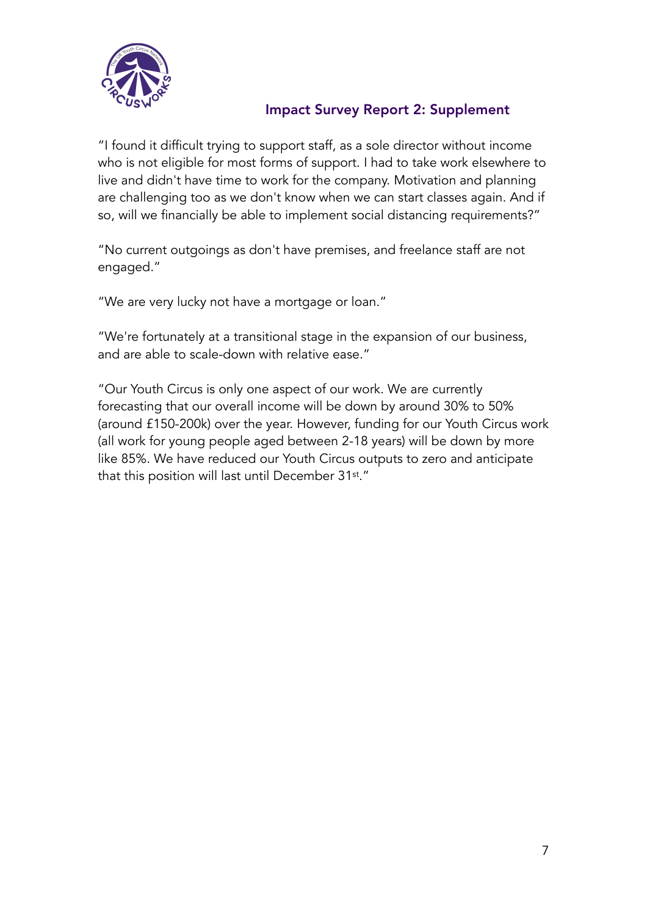## Impact Survey Report 2: Supplement

"I found it difficult trying to support staff, as a sole director without income who is not eligible for most forms of support. I had to take work elsewhere to live and didn't have time to work for the company. Motivation and planning are challenging too as we don't know when we can start classes again. And if so, will we financially be able to implement social distancing requirements?"

"No current outgoings as don't have premises, and freelance staff are not engaged."

"We are very lucky not have a mortgage or loan."

"We're fortunately at a transitional stage in the expansion of our business, and are able to scale-down with relative ease."

"Our Youth Circus is only one aspect of our work. We are currently forecasting that our overall income will be down by around 30% to 50% (around £150-200k) over the year. However, funding for our Youth Circus work (all work for young people aged between 2-18 years) will be down by more like 85%. We have reduced our Youth Circus outputs to zero and anticipate that this position will last until December 31st."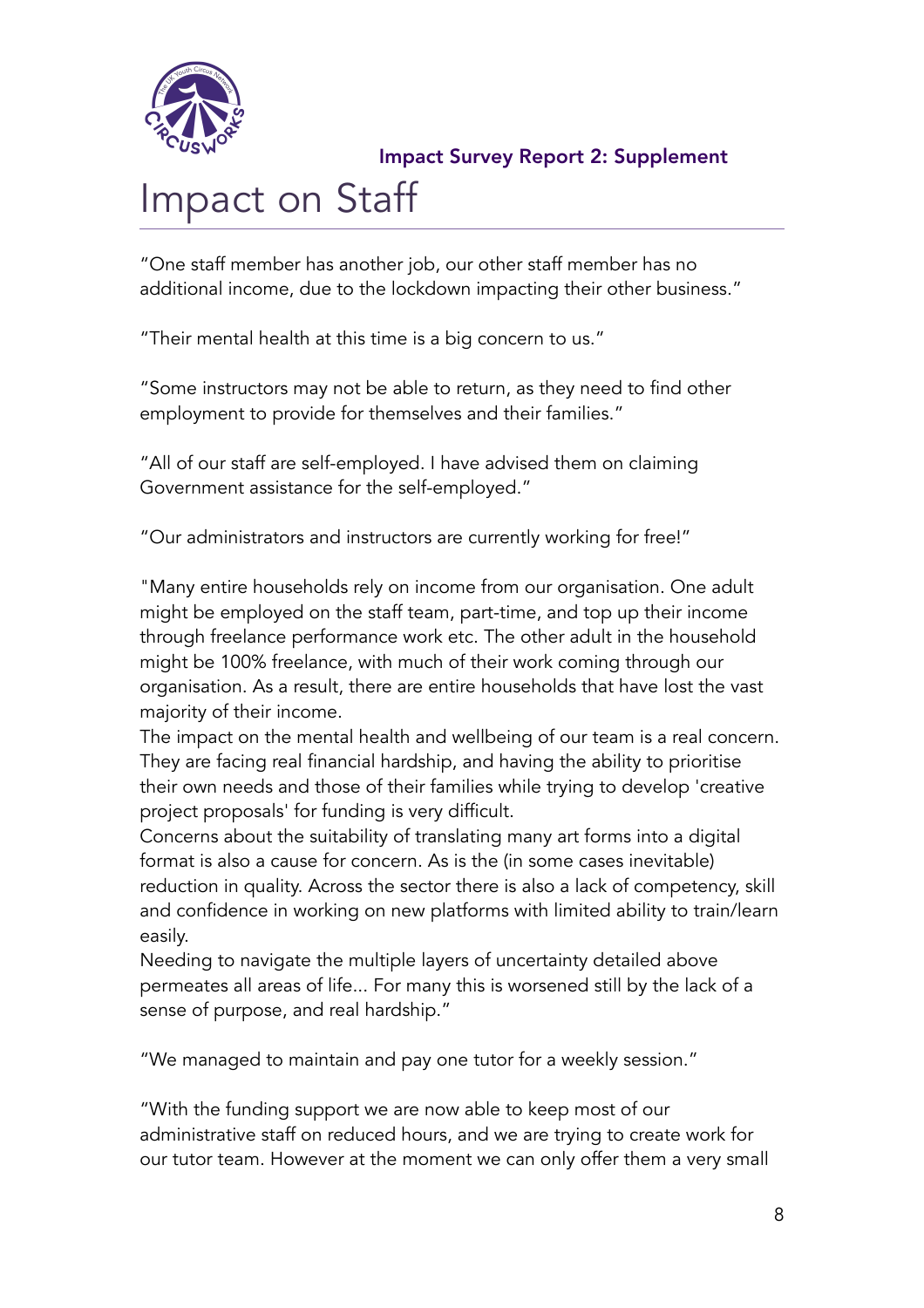Impact Survey Report 2: Supplement

# Impact on Staff

"One staff member has another job, our other staff member has no additional income, due to the lockdown impacting their other business."

"Their mental health at this time is a big concern to us."

"Some instructors may not be able to return, as they need to find other employment to provide for themselves and their families."

"All of our staff are self-employed. I have advised them on claiming Government assistance for the self-employed."

"Our administrators and instructors are currently working for free!"

"Many entire households rely on income from our organisation. One adult might be employed on the staff team, part-time, and top up their income through freelance performance work etc. The other adult in the household might be 100% freelance, with much of their work coming through our organisation. As a result, there are entire households that have lost the vast majority of their income.
The impact on the mental health and wellbeing of our team is a real concern. They are facing real financial hardship, and having the ability to prioritise their own needs and those of their families while trying to develop 'creative project proposals' for funding is very difficult.
Concerns about the suitability of translating many art forms into a digital format is also a cause for concern. As is the (in some cases inevitable) reduction in quality. Across the sector there is also a lack of competency, skill and confidence in working on new platforms with limited ability to train/learn easily.
Needing to navigate the multiple layers of uncertainty detailed above permeates all areas of life... For many this is worsened still by the lack of a sense of purpose, and real hardship."

"We managed to maintain and pay one tutor for a weekly session."

"With the funding support we are now able to keep most of our administrative staff on reduced hours, and we are trying to create work for our tutor team. However at the moment we can only offer them a very small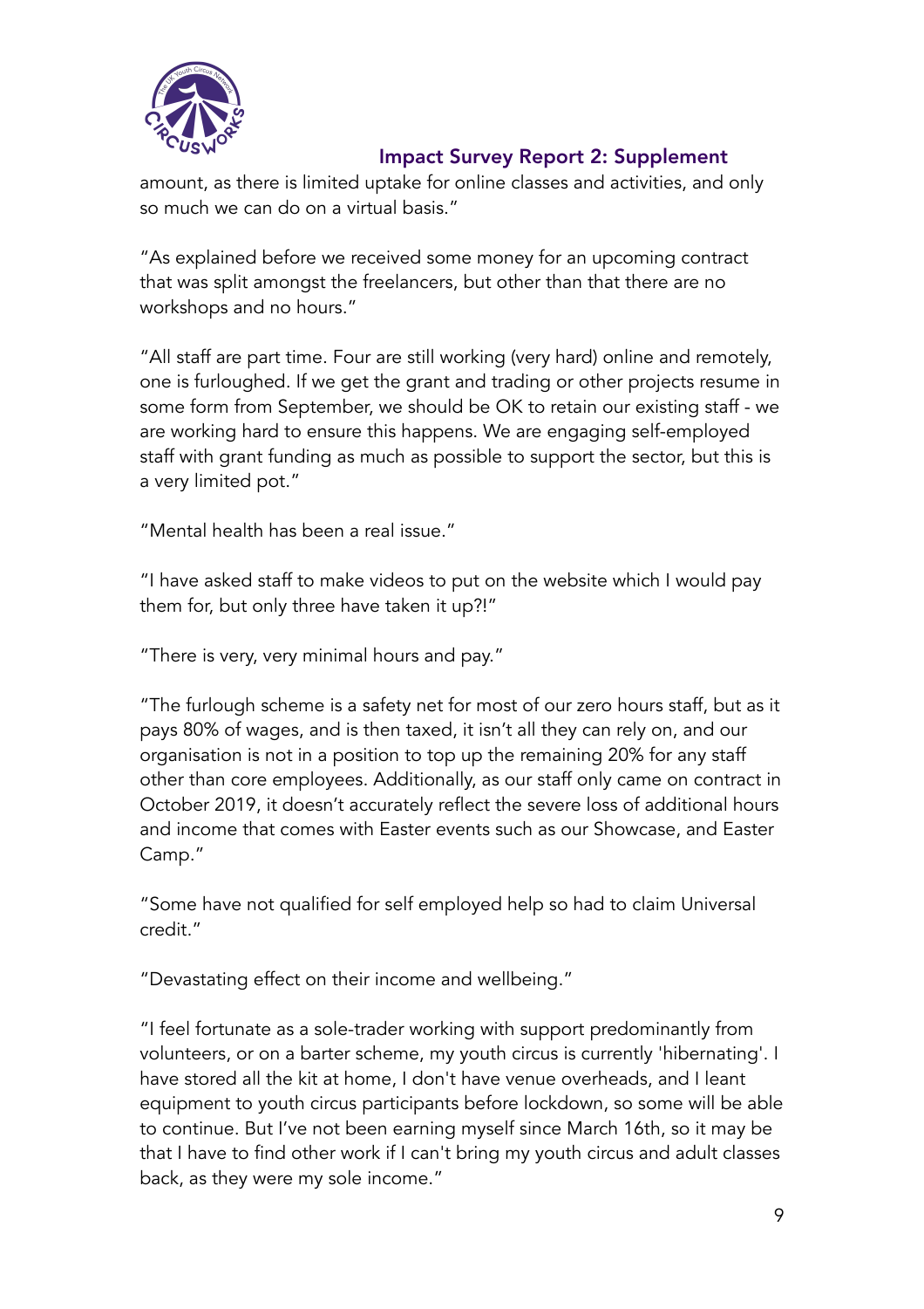amount, as there is limited uptake for online classes and activities, and only so much we can do on a virtual basis."

"As explained before we received some money for an upcoming contract that was split amongst the freelancers, but other than that there are no workshops and no hours."

"All staff are part time. Four are still working (very hard) online and remotely, one is furloughed. If we get the grant and trading or other projects resume in some form from September, we should be OK to retain our existing staff - we are working hard to ensure this happens. We are engaging self-employed staff with grant funding as much as possible to support the sector, but this is a very limited pot."

"Mental health has been a real issue."

"I have asked staff to make videos to put on the website which I would pay them for, but only three have taken it up?!"

"There is very, very minimal hours and pay."

"The furlough scheme is a safety net for most of our zero hours staff, but as it pays 80% of wages, and is then taxed, it isn't all they can rely on, and our organisation is not in a position to top up the remaining 20% for any staff other than core employees. Additionally, as our staff only came on contract in October 2019, it doesn't accurately reflect the severe loss of additional hours and income that comes with Easter events such as our Showcase, and Easter Camp."

"Some have not qualified for self employed help so had to claim Universal credit."

"Devastating effect on their income and wellbeing."

"I feel fortunate as a sole-trader working with support predominantly from volunteers, or on a barter scheme, my youth circus is currently 'hibernating'. I have stored all the kit at home, I don't have venue overheads, and I leant equipment to youth circus participants before lockdown, so some will be able to continue. But I've not been earning myself since March 16th, so it may be that I have to find other work if I can't bring my youth circus and adult classes back, as they were my sole income."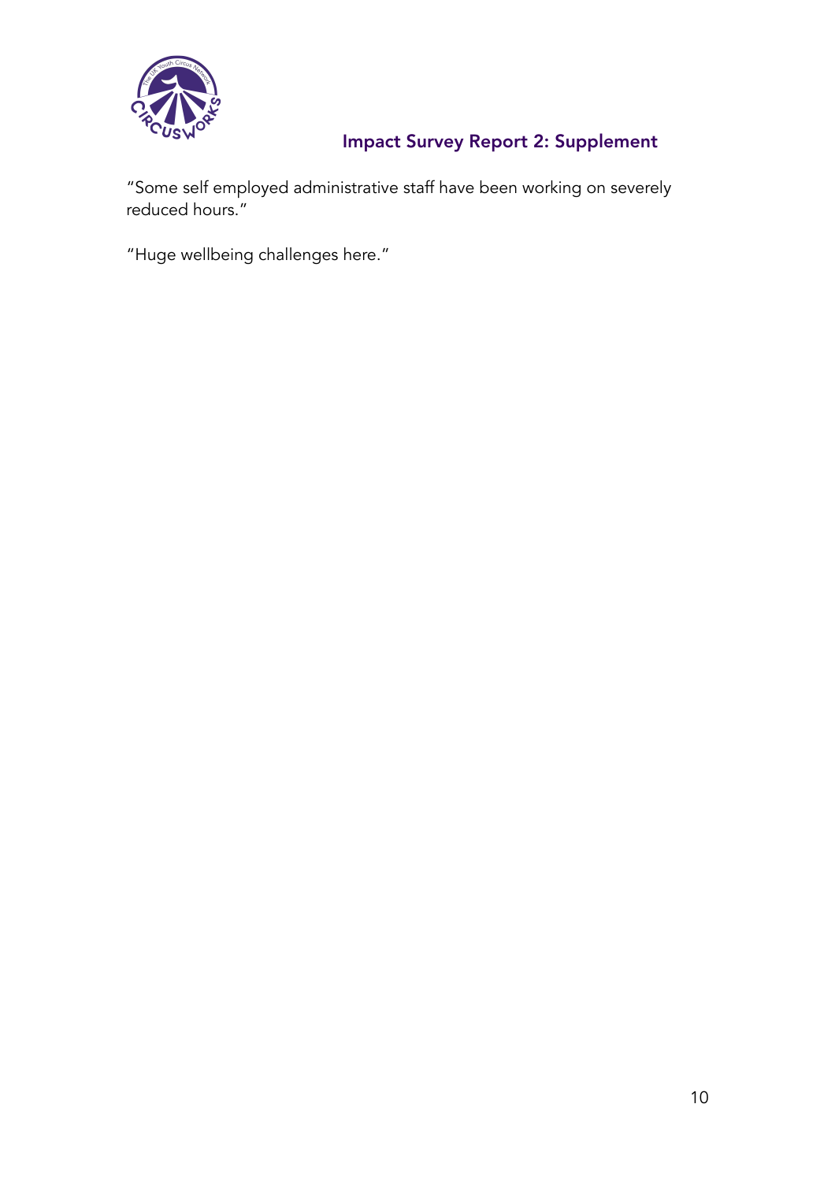"Some self employed administrative staff have been working on severely reduced hours."

"Huge wellbeing challenges here."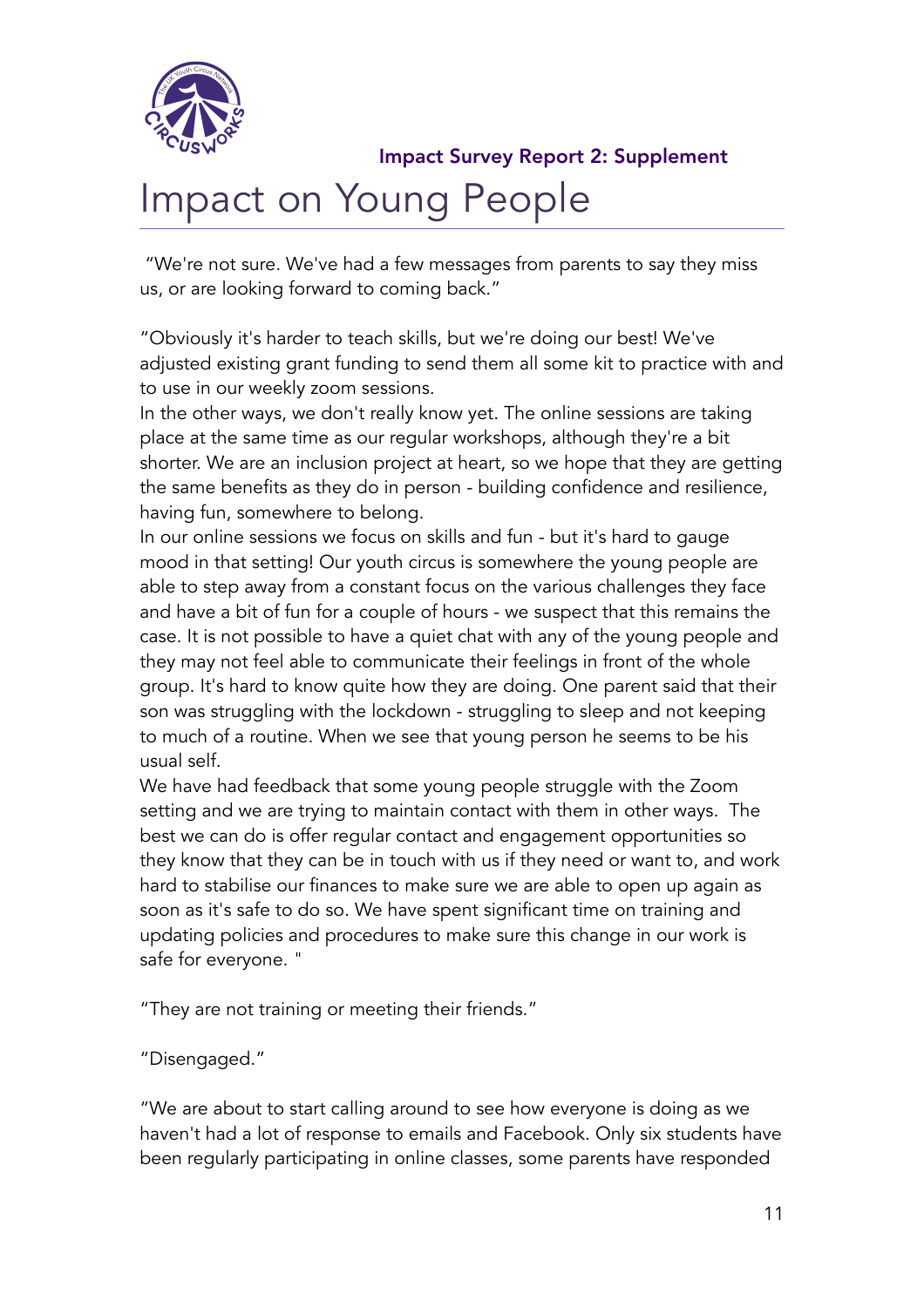Impact Survey Report 2: Supplement

# Impact on Young People

"We're not sure. We've had a few messages from parents to say they miss us, or are looking forward to coming back."

"Obviously it's harder to teach skills, but we're doing our best! We've adjusted existing grant funding to send them all some kit to practice with and to use in our weekly zoom sessions.
In the other ways, we don't really know yet. The online sessions are taking place at the same time as our regular workshops, although they're a bit shorter. We are an inclusion project at heart, so we hope that they are getting the same benefits as they do in person - building confidence and resilience, having fun, somewhere to belong.
In our online sessions we focus on skills and fun - but it's hard to gauge mood in that setting! Our youth circus is somewhere the young people are able to step away from a constant focus on the various challenges they face and have a bit of fun for a couple of hours - we suspect that this remains the case. It is not possible to have a quiet chat with any of the young people and they may not feel able to communicate their feelings in front of the whole group. It's hard to know quite how they are doing. One parent said that their son was struggling with the lockdown - struggling to sleep and not keeping to much of a routine. When we see that young person he seems to be his usual self.
We have had feedback that some young people struggle with the Zoom setting and we are trying to maintain contact with them in other ways. The best we can do is offer regular contact and engagement opportunities so they know that they can be in touch with us if they need or want to, and work hard to stabilise our finances to make sure we are able to open up again as soon as it's safe to do so. We have spent significant time on training and updating policies and procedures to make sure this change in our work is safe for everyone. "

"They are not training or meeting their friends."

"Disengaged."

"We are about to start calling around to see how everyone is doing as we haven't had a lot of response to emails and Facebook. Only six students have been regularly participating in online classes, some parents have responded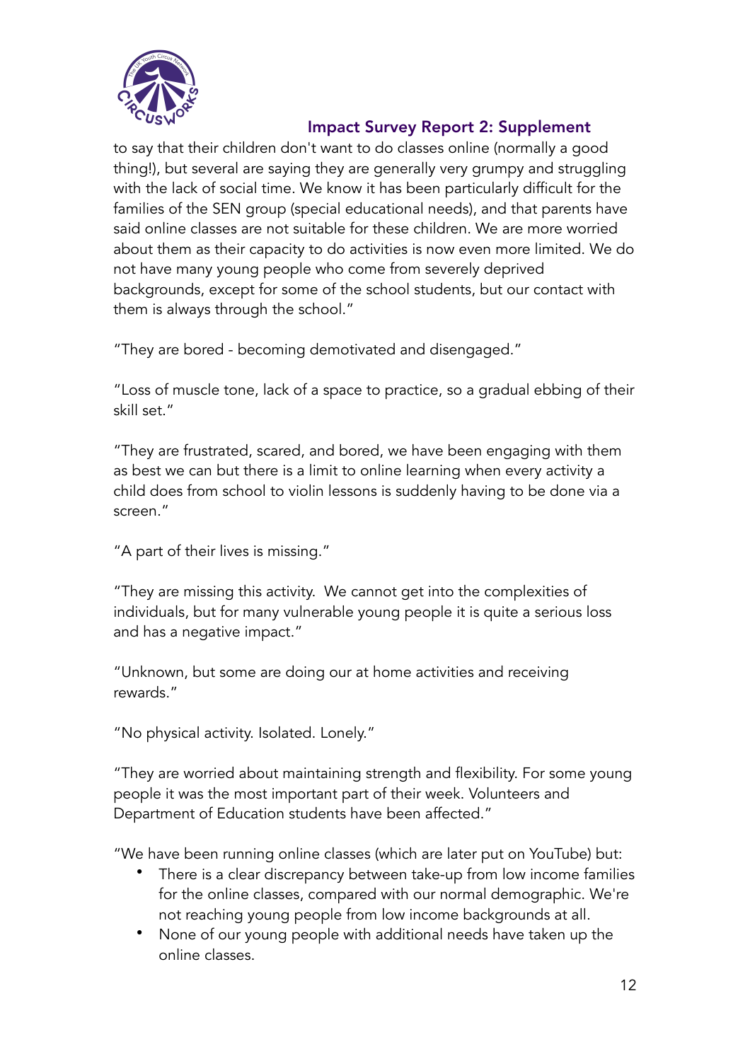to say that their children don't want to do classes online (normally a good thing!), but several are saying they are generally very grumpy and struggling with the lack of social time. We know it has been particularly difficult for the families of the SEN group (special educational needs), and that parents have said online classes are not suitable for these children. We are more worried about them as their capacity to do activities is now even more limited. We do not have many young people who come from severely deprived backgrounds, except for some of the school students, but our contact with them is always through the school."

"They are bored - becoming demotivated and disengaged."

"Loss of muscle tone, lack of a space to practice, so a gradual ebbing of their skill set."

"They are frustrated, scared, and bored, we have been engaging with them as best we can but there is a limit to online learning when every activity a child does from school to violin lessons is suddenly having to be done via a screen."

"A part of their lives is missing."

"They are missing this activity. We cannot get into the complexities of individuals, but for many vulnerable young people it is quite a serious loss and has a negative impact."

"Unknown, but some are doing our at home activities and receiving rewards."

"No physical activity. Isolated. Lonely."

"They are worried about maintaining strength and flexibility. For some young people it was the most important part of their week. Volunteers and Department of Education students have been affected."

"We have been running online classes (which are later put on YouTube) but:

- There is a clear discrepancy between take-up from low income families for the online classes, compared with our normal demographic. We're not reaching young people from low income backgrounds at all.
- None of our young people with additional needs have taken up the online classes.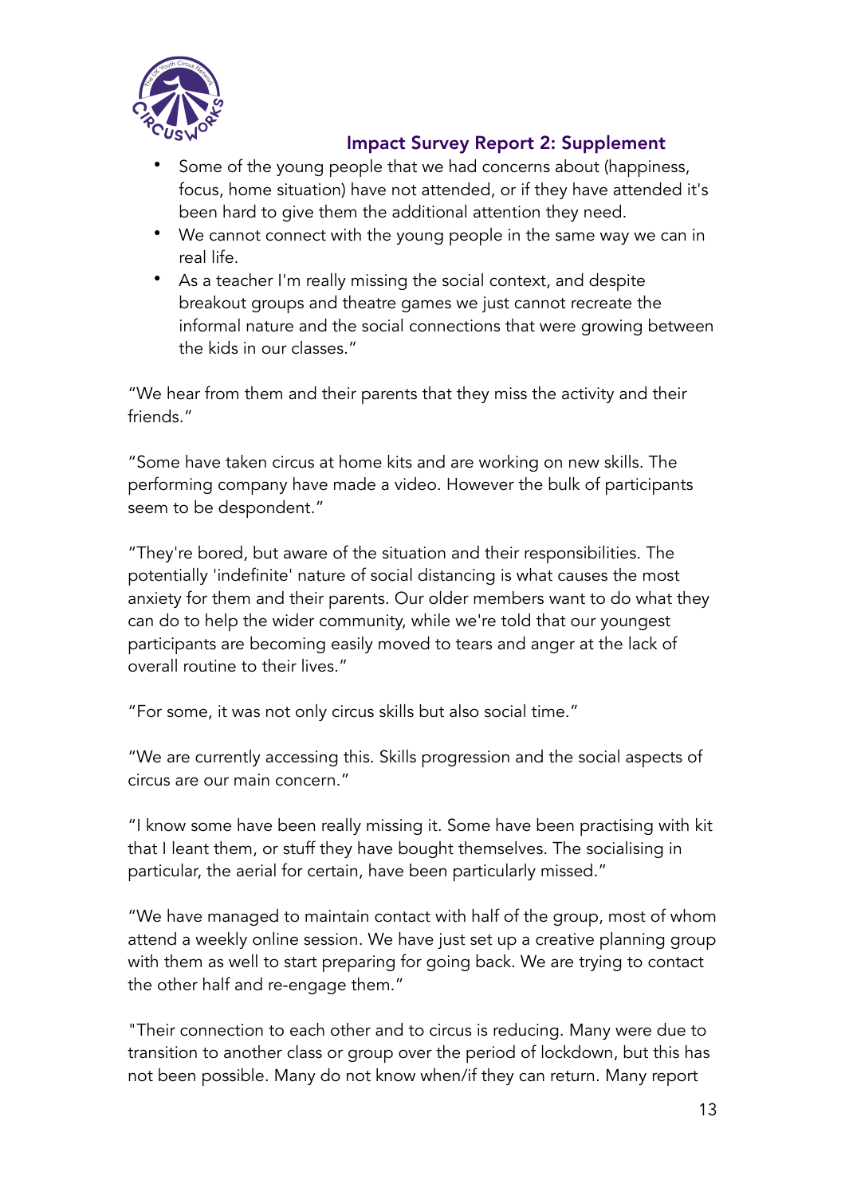- Some of the young people that we had concerns about (happiness, focus, home situation) have not attended, or if they have attended it's been hard to give them the additional attention they need.
- We cannot connect with the young people in the same way we can in real life.
- As a teacher I'm really missing the social context, and despite breakout groups and theatre games we just cannot recreate the informal nature and the social connections that were growing between the kids in our classes."

"We hear from them and their parents that they miss the activity and their friends."

"Some have taken circus at home kits and are working on new skills. The performing company have made a video. However the bulk of participants seem to be despondent."

"They're bored, but aware of the situation and their responsibilities. The potentially 'indefinite' nature of social distancing is what causes the most anxiety for them and their parents. Our older members want to do what they can do to help the wider community, while we're told that our youngest participants are becoming easily moved to tears and anger at the lack of overall routine to their lives."

"For some, it was not only circus skills but also social time."

"We are currently accessing this. Skills progression and the social aspects of circus are our main concern."

"I know some have been really missing it. Some have been practising with kit that I leant them, or stuff they have bought themselves. The socialising in particular, the aerial for certain, have been particularly missed."

"We have managed to maintain contact with half of the group, most of whom attend a weekly online session. We have just set up a creative planning group with them as well to start preparing for going back. We are trying to contact the other half and re-engage them."

"Their connection to each other and to circus is reducing. Many were due to transition to another class or group over the period of lockdown, but this has not been possible. Many do not know when/if they can return. Many report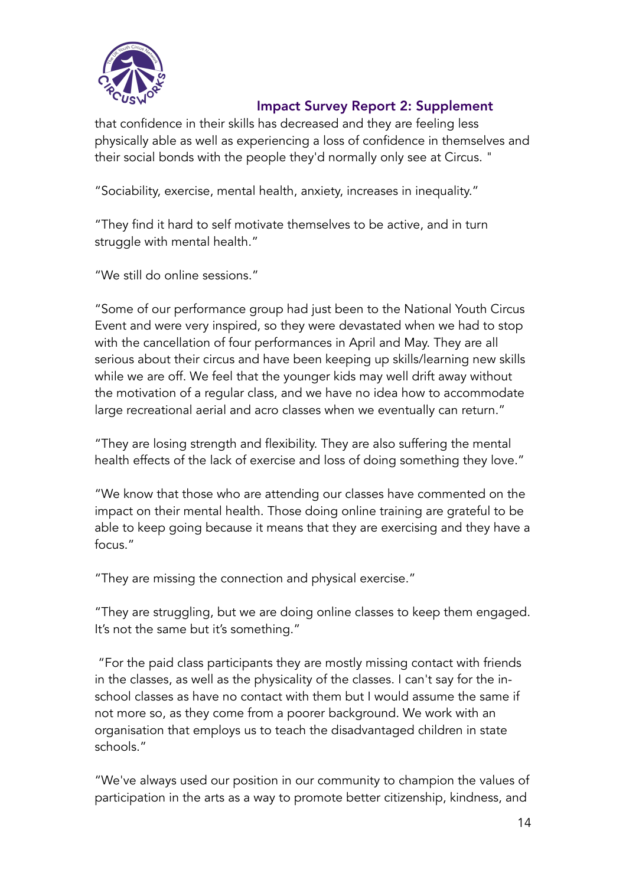that confidence in their skills has decreased and they are feeling less physically able as well as experiencing a loss of confidence in themselves and their social bonds with the people they'd normally only see at Circus. "

"Sociability, exercise, mental health, anxiety, increases in inequality."

"They find it hard to self motivate themselves to be active, and in turn struggle with mental health."

"We still do online sessions."

"Some of our performance group had just been to the National Youth Circus Event and were very inspired, so they were devastated when we had to stop with the cancellation of four performances in April and May. They are all serious about their circus and have been keeping up skills/learning new skills while we are off. We feel that the younger kids may well drift away without the motivation of a regular class, and we have no idea how to accommodate large recreational aerial and acro classes when we eventually can return."

"They are losing strength and flexibility. They are also suffering the mental health effects of the lack of exercise and loss of doing something they love."

"We know that those who are attending our classes have commented on the impact on their mental health. Those doing online training are grateful to be able to keep going because it means that they are exercising and they have a focus."

"They are missing the connection and physical exercise."

"They are struggling, but we are doing online classes to keep them engaged. It's not the same but it's something."

"For the paid class participants they are mostly missing contact with friends in the classes, as well as the physicality of the classes. I can't say for the in-school classes as have no contact with them but I would assume the same if not more so, as they come from a poorer background. We work with an organisation that employs us to teach the disadvantaged children in state schools."

"We've always used our position in our community to champion the values of participation in the arts as a way to promote better citizenship, kindness, and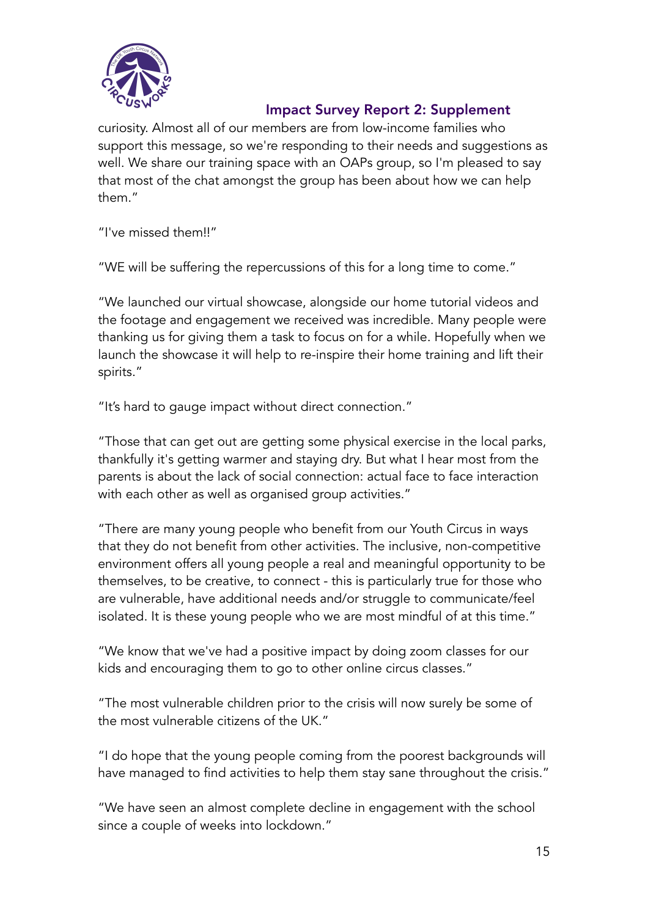curiosity. Almost all of our members are from low-income families who support this message, so we're responding to their needs and suggestions as well. We share our training space with an OAPs group, so I'm pleased to say that most of the chat amongst the group has been about how we can help them."

"I've missed them!!"

"WE will be suffering the repercussions of this for a long time to come."

"We launched our virtual showcase, alongside our home tutorial videos and the footage and engagement we received was incredible. Many people were thanking us for giving them a task to focus on for a while. Hopefully when we launch the showcase it will help to re-inspire their home training and lift their spirits."

"It's hard to gauge impact without direct connection."

"Those that can get out are getting some physical exercise in the local parks, thankfully it's getting warmer and staying dry. But what I hear most from the parents is about the lack of social connection: actual face to face interaction with each other as well as organised group activities."

"There are many young people who benefit from our Youth Circus in ways that they do not benefit from other activities. The inclusive, non-competitive environment offers all young people a real and meaningful opportunity to be themselves, to be creative, to connect - this is particularly true for those who are vulnerable, have additional needs and/or struggle to communicate/feel isolated. It is these young people who we are most mindful of at this time."

"We know that we've had a positive impact by doing zoom classes for our kids and encouraging them to go to other online circus classes."

"The most vulnerable children prior to the crisis will now surely be some of the most vulnerable citizens of the UK."

"I do hope that the young people coming from the poorest backgrounds will have managed to find activities to help them stay sane throughout the crisis."

"We have seen an almost complete decline in engagement with the school since a couple of weeks into lockdown."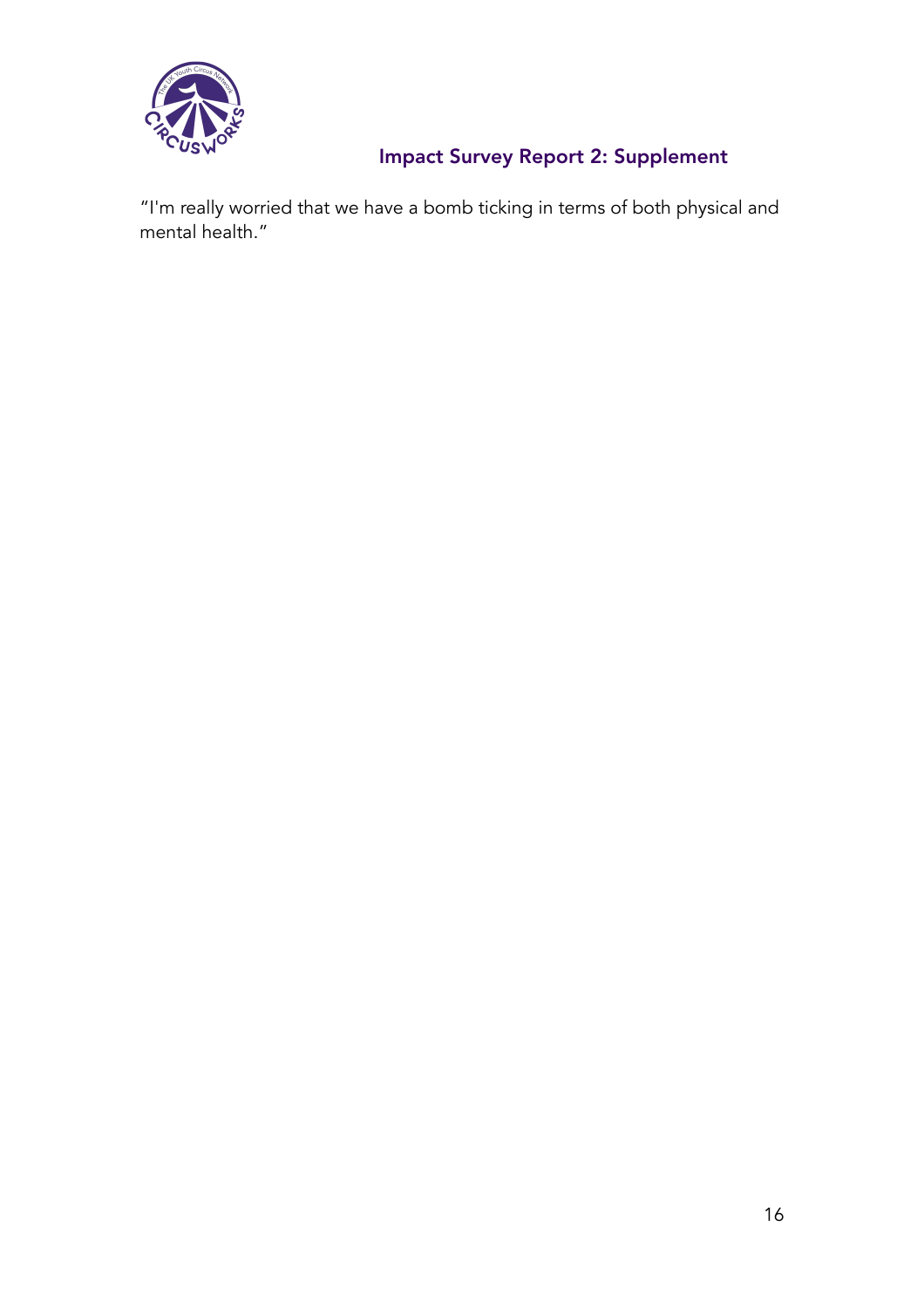"I'm really worried that we have a bomb ticking in terms of both physical and mental health."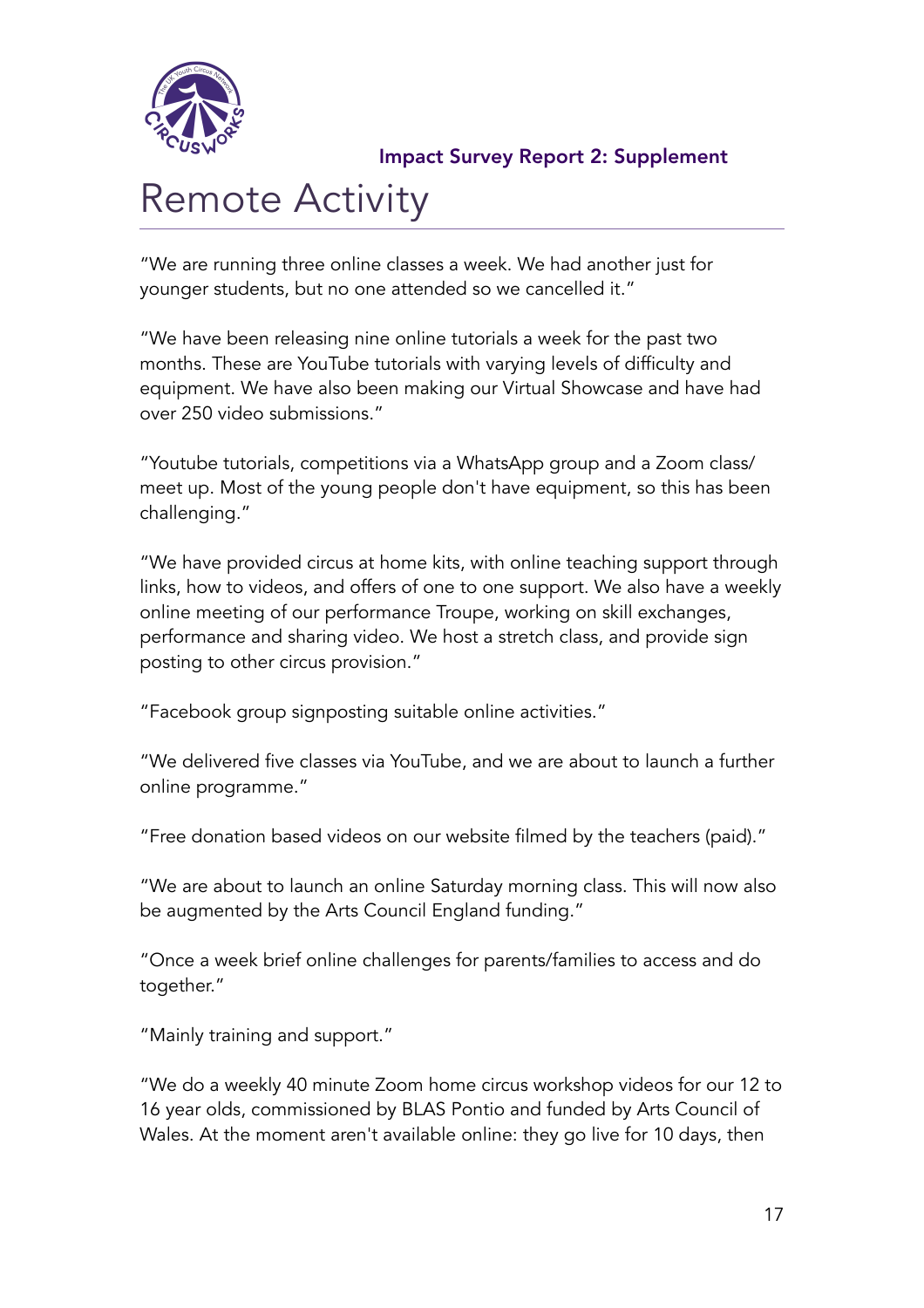# Remote Activity

"We are running three online classes a week. We had another just for younger students, but no one attended so we cancelled it."

"We have been releasing nine online tutorials a week for the past two months. These are YouTube tutorials with varying levels of difficulty and equipment. We have also been making our Virtual Showcase and have had over 250 video submissions."

"Youtube tutorials, competitions via a WhatsApp group and a Zoom class/ meet up. Most of the young people don't have equipment, so this has been challenging."

"We have provided circus at home kits, with online teaching support through links, how to videos, and offers of one to one support. We also have a weekly online meeting of our performance Troupe, working on skill exchanges, performance and sharing video. We host a stretch class, and provide sign posting to other circus provision."

"Facebook group signposting suitable online activities."

"We delivered five classes via YouTube, and we are about to launch a further online programme."

"Free donation based videos on our website filmed by the teachers (paid)."

"We are about to launch an online Saturday morning class. This will now also be augmented by the Arts Council England funding."

"Once a week brief online challenges for parents/families to access and do together."

"Mainly training and support."

"We do a weekly 40 minute Zoom home circus workshop videos for our 12 to 16 year olds, commissioned by BLAS Pontio and funded by Arts Council of Wales. At the moment aren't available online: they go live for 10 days, then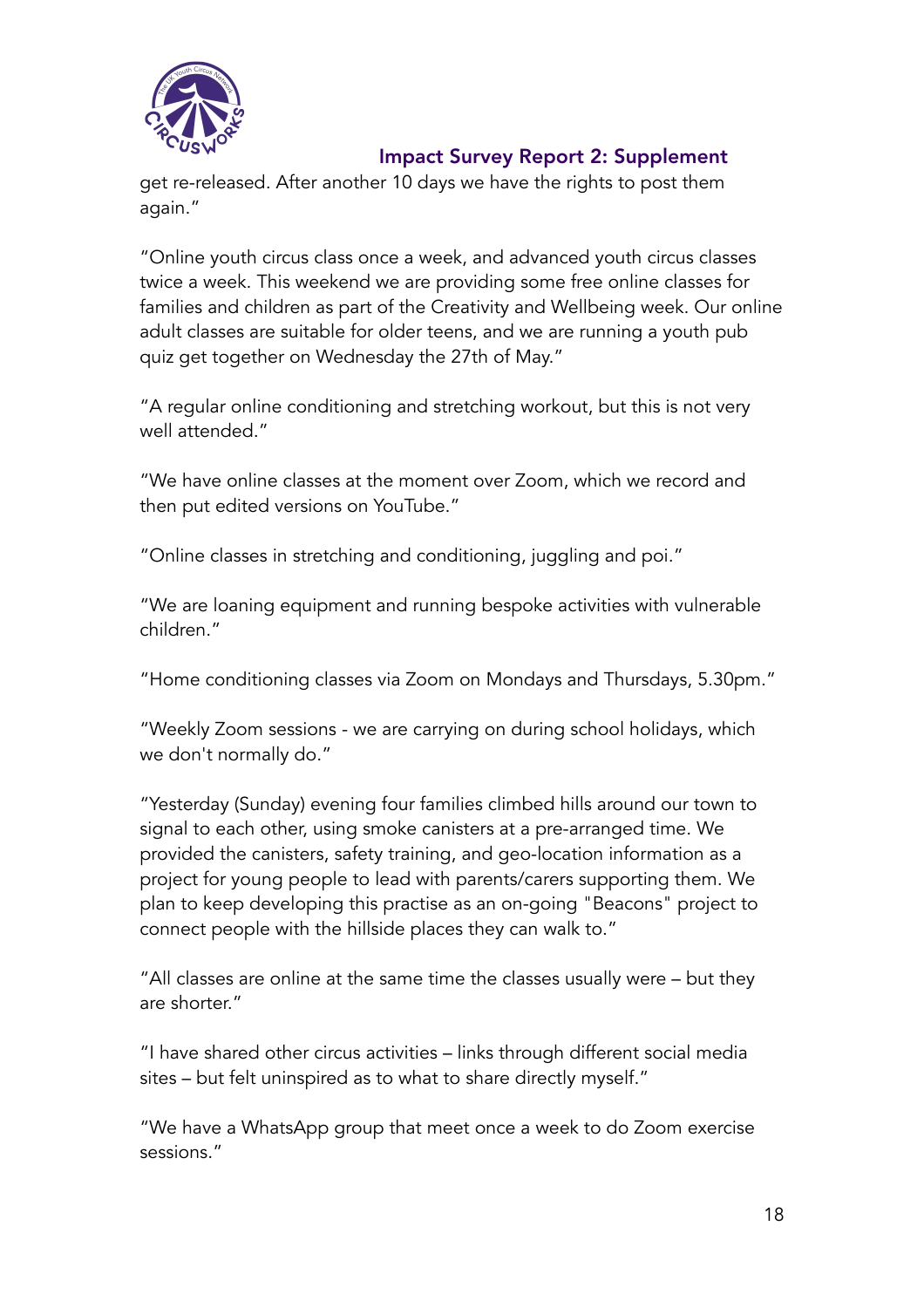get re-released. After another 10 days we have the rights to post them again."

"Online youth circus class once a week, and advanced youth circus classes twice a week. This weekend we are providing some free online classes for families and children as part of the Creativity and Wellbeing week. Our online adult classes are suitable for older teens, and we are running a youth pub quiz get together on Wednesday the 27th of May."

"A regular online conditioning and stretching workout, but this is not very well attended."

"We have online classes at the moment over Zoom, which we record and then put edited versions on YouTube."

"Online classes in stretching and conditioning, juggling and poi."

"We are loaning equipment and running bespoke activities with vulnerable children."

"Home conditioning classes via Zoom on Mondays and Thursdays, 5.30pm."

"Weekly Zoom sessions - we are carrying on during school holidays, which we don't normally do."

"Yesterday (Sunday) evening four families climbed hills around our town to signal to each other, using smoke canisters at a pre-arranged time. We provided the canisters, safety training, and geo-location information as a project for young people to lead with parents/carers supporting them. We plan to keep developing this practise as an on-going "Beacons" project to connect people with the hillside places they can walk to."

"All classes are online at the same time the classes usually were – but they are shorter."

"I have shared other circus activities – links through different social media sites – but felt uninspired as to what to share directly myself."

"We have a WhatsApp group that meet once a week to do Zoom exercise sessions."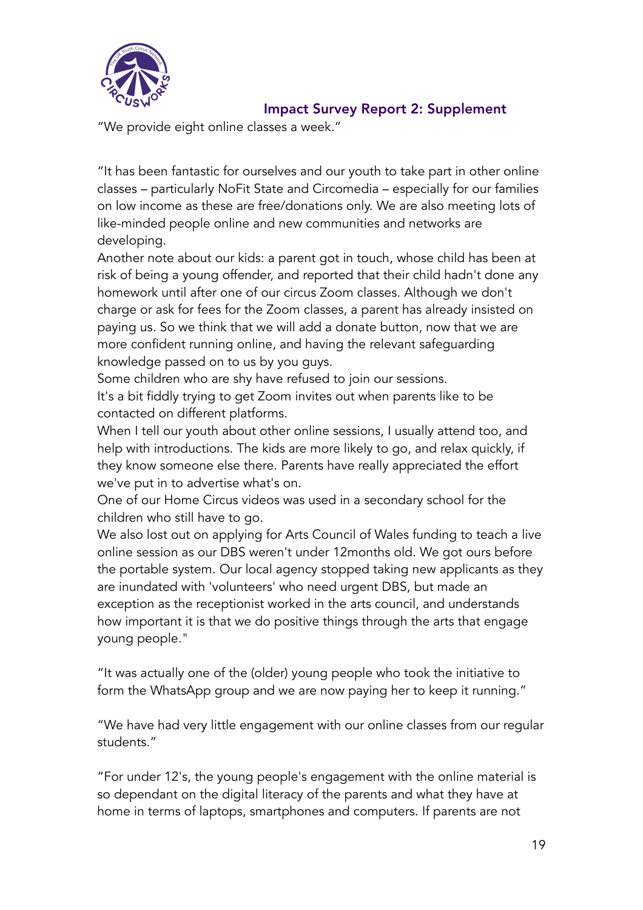"We provide eight online classes a week."

"It has been fantastic for ourselves and our youth to take part in other online classes – particularly NoFit State and Circomedia – especially for our families on low income as these are free/donations only. We are also meeting lots of like-minded people online and new communities and networks are developing.
Another note about our kids: a parent got in touch, whose child has been at risk of being a young offender, and reported that their child hadn't done any homework until after one of our circus Zoom classes. Although we don't charge or ask for fees for the Zoom classes, a parent has already insisted on paying us. So we think that we will add a donate button, now that we are more confident running online, and having the relevant safeguarding knowledge passed on to us by you guys.
Some children who are shy have refused to join our sessions.
It's a bit fiddly trying to get Zoom invites out when parents like to be contacted on different platforms.
When I tell our youth about other online sessions, I usually attend too, and help with introductions. The kids are more likely to go, and relax quickly, if they know someone else there. Parents have really appreciated the effort we've put in to advertise what's on.
One of our Home Circus videos was used in a secondary school for the children who still have to go.
We also lost out on applying for Arts Council of Wales funding to teach a live online session as our DBS weren't under 12months old. We got ours before the portable system. Our local agency stopped taking new applicants as they are inundated with 'volunteers' who need urgent DBS, but made an exception as the receptionist worked in the arts council, and understands how important it is that we do positive things through the arts that engage young people."

"It was actually one of the (older) young people who took the initiative to form the WhatsApp group and we are now paying her to keep it running."

"We have had very little engagement with our online classes from our regular students."

"For under 12's, the young people's engagement with the online material is so dependant on the digital literacy of the parents and what they have at home in terms of laptops, smartphones and computers. If parents are not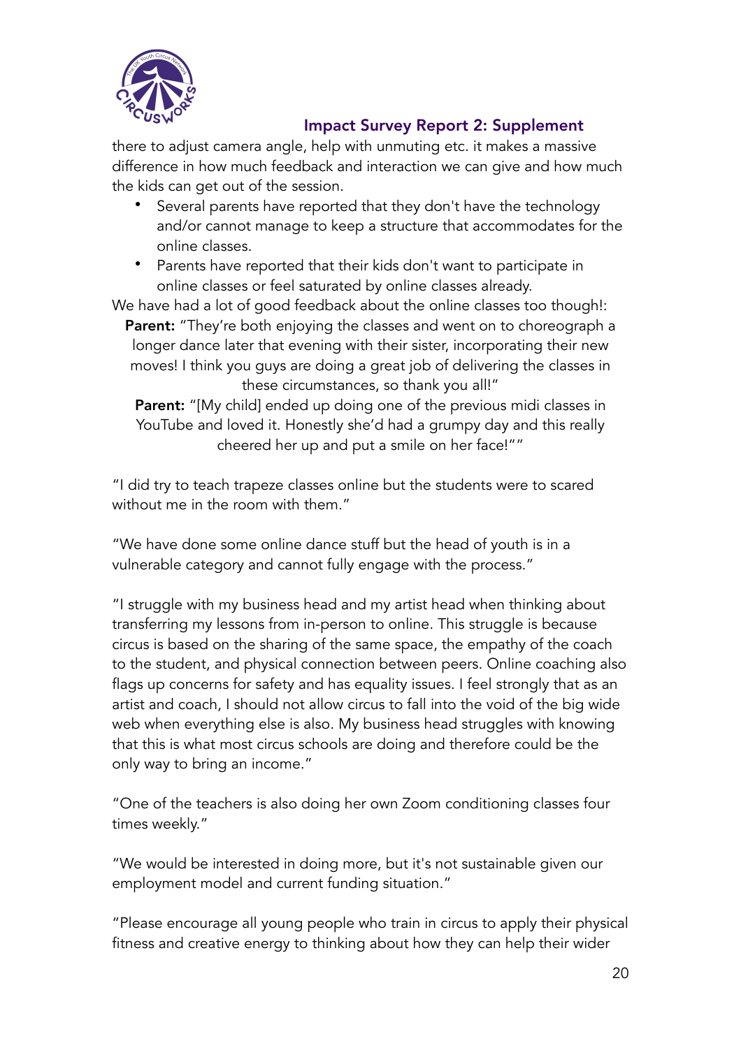there to adjust camera angle, help with unmuting etc. it makes a massive difference in how much feedback and interaction we can give and how much the kids can get out of the session.

- Several parents have reported that they don't have the technology and/or cannot manage to keep a structure that accommodates for the online classes.
- Parents have reported that their kids don't want to participate in online classes or feel saturated by online classes already.

We have had a lot of good feedback about the online classes too though!:

**Parent:** "They're both enjoying the classes and went on to choreograph a longer dance later that evening with their sister, incorporating their new moves! I think you guys are doing a great job of delivering the classes in these circumstances, so thank you all!"

**Parent:** "[My child] ended up doing one of the previous midi classes in YouTube and loved it. Honestly she'd had a grumpy day and this really cheered her up and put a smile on her face!""

"I did try to teach trapeze classes online but the students were to scared without me in the room with them."

"We have done some online dance stuff but the head of youth is in a vulnerable category and cannot fully engage with the process."

"I struggle with my business head and my artist head when thinking about transferring my lessons from in-person to online. This struggle is because circus is based on the sharing of the same space, the empathy of the coach to the student, and physical connection between peers. Online coaching also flags up concerns for safety and has equality issues. I feel strongly that as an artist and coach, I should not allow circus to fall into the void of the big wide web when everything else is also. My business head struggles with knowing that this is what most circus schools are doing and therefore could be the only way to bring an income."

"One of the teachers is also doing her own Zoom conditioning classes four times weekly."

"We would be interested in doing more, but it's not sustainable given our employment model and current funding situation."

"Please encourage all young people who train in circus to apply their physical fitness and creative energy to thinking about how they can help their wider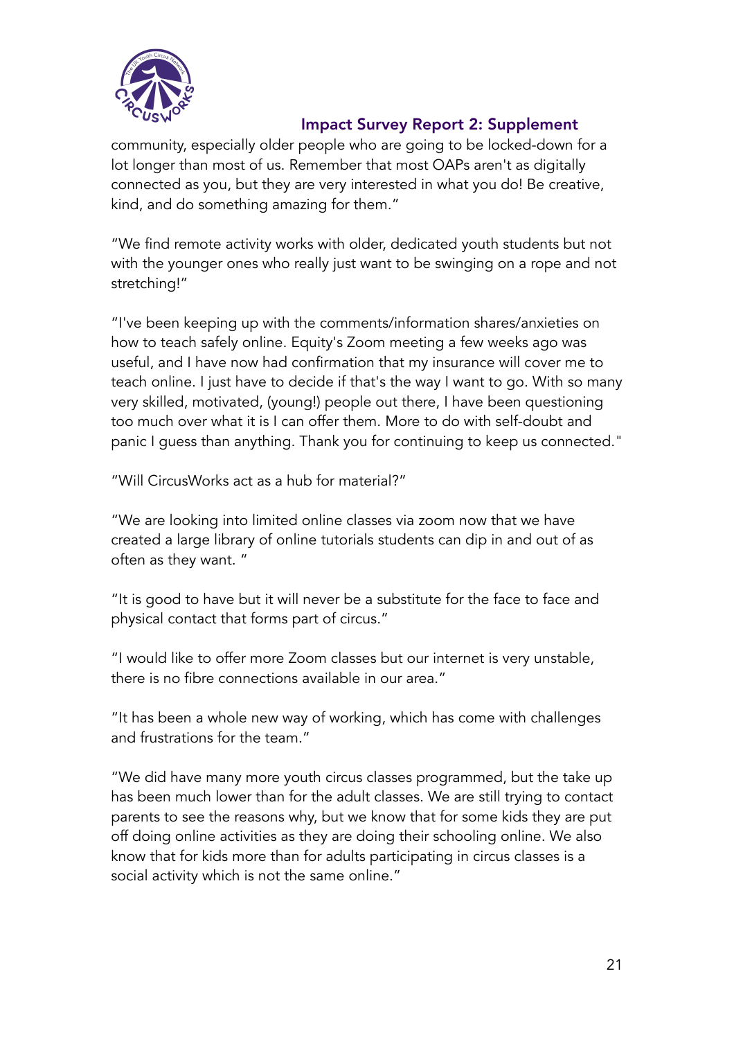community, especially older people who are going to be locked-down for a lot longer than most of us. Remember that most OAPs aren't as digitally connected as you, but they are very interested in what you do! Be creative, kind, and do something amazing for them."

"We find remote activity works with older, dedicated youth students but not with the younger ones who really just want to be swinging on a rope and not stretching!"

"I've been keeping up with the comments/information shares/anxieties on how to teach safely online. Equity's Zoom meeting a few weeks ago was useful, and I have now had confirmation that my insurance will cover me to teach online. I just have to decide if that's the way I want to go. With so many very skilled, motivated, (young!) people out there, I have been questioning too much over what it is I can offer them. More to do with self-doubt and panic I guess than anything. Thank you for continuing to keep us connected."

"Will CircusWorks act as a hub for material?"

"We are looking into limited online classes via zoom now that we have created a large library of online tutorials students can dip in and out of as often as they want. "

"It is good to have but it will never be a substitute for the face to face and physical contact that forms part of circus."

"I would like to offer more Zoom classes but our internet is very unstable, there is no fibre connections available in our area."

"It has been a whole new way of working, which has come with challenges and frustrations for the team."

"We did have many more youth circus classes programmed, but the take up has been much lower than for the adult classes. We are still trying to contact parents to see the reasons why, but we know that for some kids they are put off doing online activities as they are doing their schooling online. We also know that for kids more than for adults participating in circus classes is a social activity which is not the same online."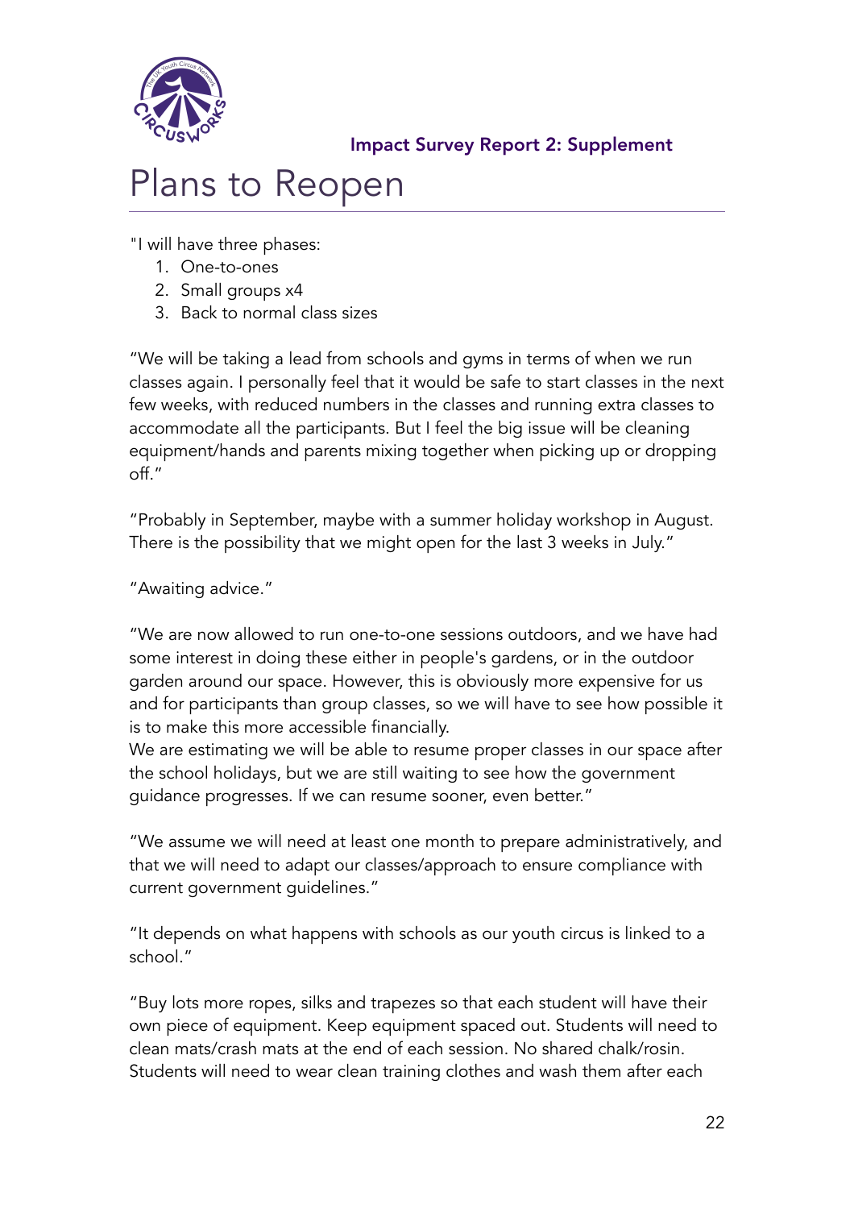# Plans to Reopen

"I will have three phases:

1. One-to-ones
2. Small groups x4
3. Back to normal class sizes

“We will be taking a lead from schools and gyms in terms of when we run classes again. I personally feel that it would be safe to start classes in the next few weeks, with reduced numbers in the classes and running extra classes to accommodate all the participants. But I feel the big issue will be cleaning equipment/hands and parents mixing together when picking up or dropping off.”

“Probably in September, maybe with a summer holiday workshop in August. There is the possibility that we might open for the last 3 weeks in July.”

“Awaiting advice.”

“We are now allowed to run one-to-one sessions outdoors, and we have had some interest in doing these either in people's gardens, or in the outdoor garden around our space. However, this is obviously more expensive for us and for participants than group classes, so we will have to see how possible it is to make this more accessible financially.
We are estimating we will be able to resume proper classes in our space after the school holidays, but we are still waiting to see how the government guidance progresses. If we can resume sooner, even better.”

“We assume we will need at least one month to prepare administratively, and that we will need to adapt our classes/approach to ensure compliance with current government guidelines.”

“It depends on what happens with schools as our youth circus is linked to a school.”

“Buy lots more ropes, silks and trapezes so that each student will have their own piece of equipment. Keep equipment spaced out. Students will need to clean mats/crash mats at the end of each session. No shared chalk/rosin. Students will need to wear clean training clothes and wash them after each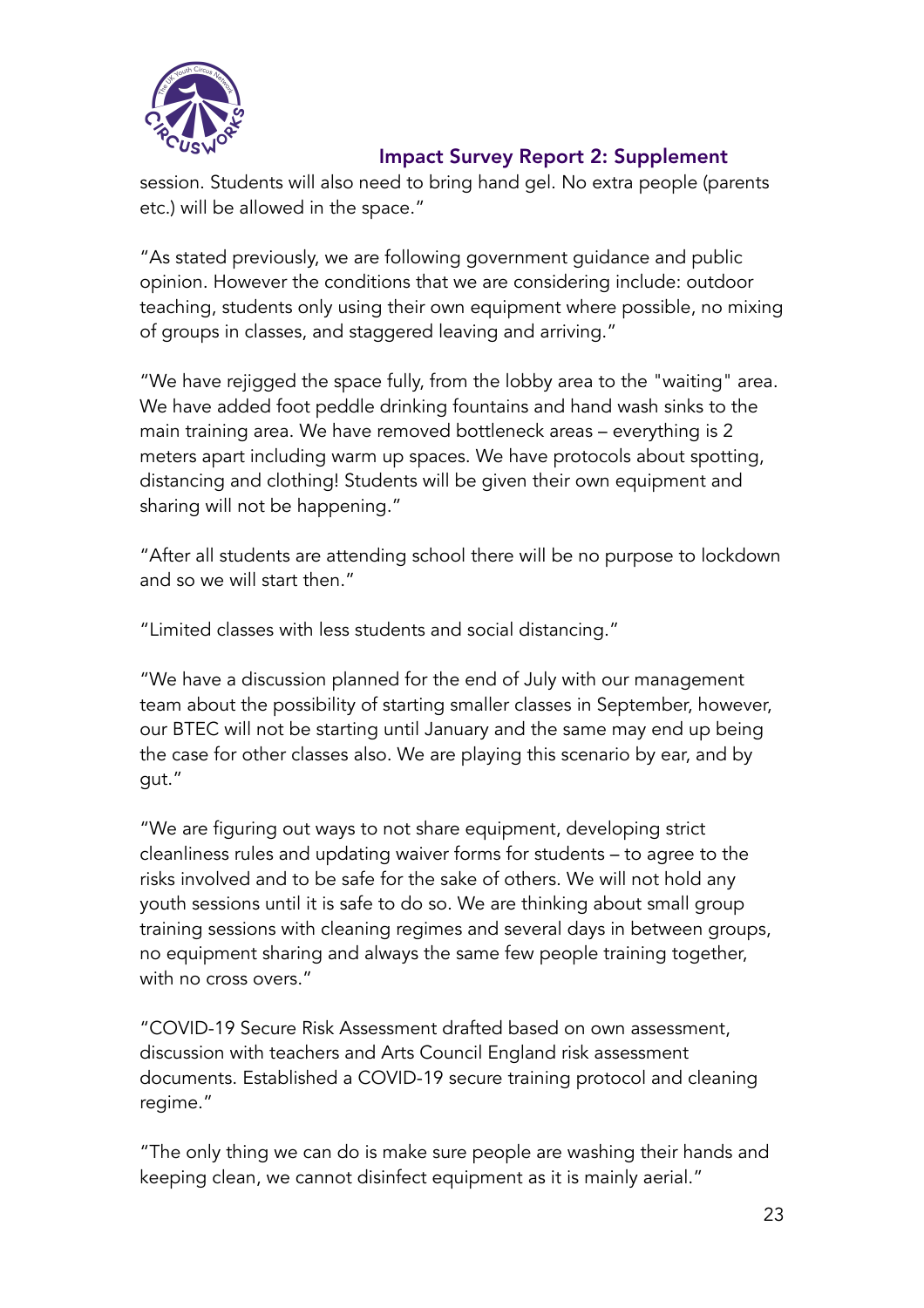session. Students will also need to bring hand gel. No extra people (parents etc.) will be allowed in the space."

"As stated previously, we are following government guidance and public opinion. However the conditions that we are considering include: outdoor teaching, students only using their own equipment where possible, no mixing of groups in classes, and staggered leaving and arriving."

"We have rejigged the space fully, from the lobby area to the "waiting" area. We have added foot peddle drinking fountains and hand wash sinks to the main training area. We have removed bottleneck areas – everything is 2 meters apart including warm up spaces. We have protocols about spotting, distancing and clothing! Students will be given their own equipment and sharing will not be happening."

"After all students are attending school there will be no purpose to lockdown and so we will start then."

"Limited classes with less students and social distancing."

"We have a discussion planned for the end of July with our management team about the possibility of starting smaller classes in September, however, our BTEC will not be starting until January and the same may end up being the case for other classes also. We are playing this scenario by ear, and by gut."

"We are figuring out ways to not share equipment, developing strict cleanliness rules and updating waiver forms for students – to agree to the risks involved and to be safe for the sake of others. We will not hold any youth sessions until it is safe to do so. We are thinking about small group training sessions with cleaning regimes and several days in between groups, no equipment sharing and always the same few people training together, with no cross overs."

"COVID-19 Secure Risk Assessment drafted based on own assessment, discussion with teachers and Arts Council England risk assessment documents. Established a COVID-19 secure training protocol and cleaning regime."

"The only thing we can do is make sure people are washing their hands and keeping clean, we cannot disinfect equipment as it is mainly aerial."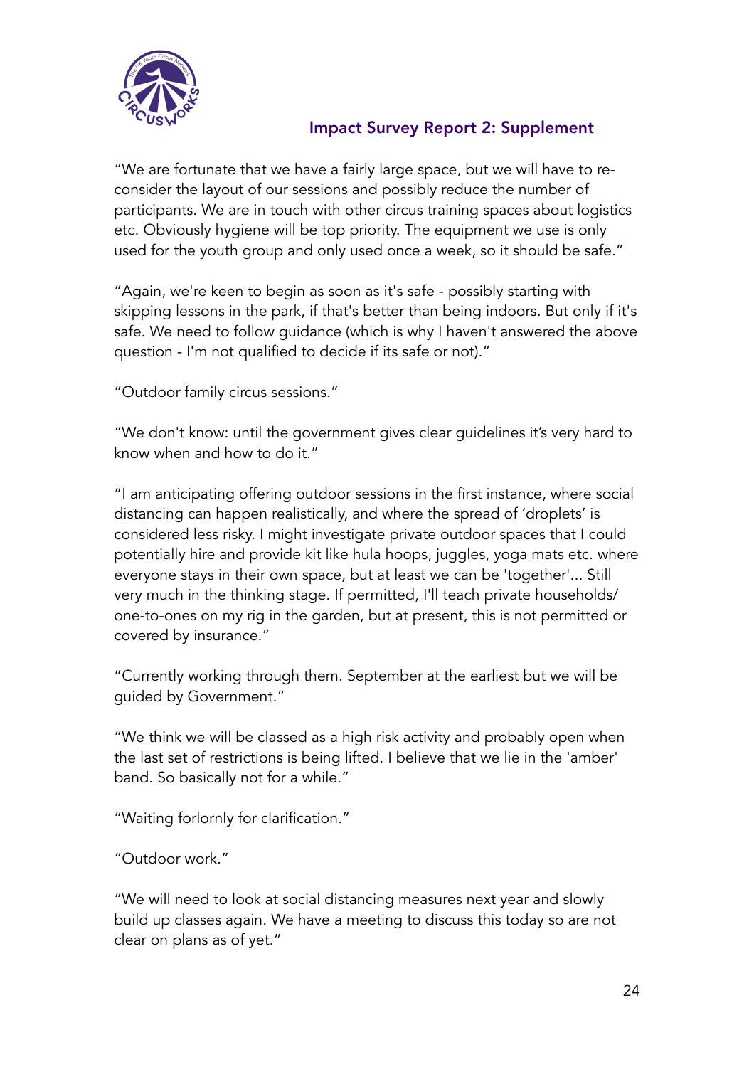"We are fortunate that we have a fairly large space, but we will have to re-consider the layout of our sessions and possibly reduce the number of participants. We are in touch with other circus training spaces about logistics etc. Obviously hygiene will be top priority. The equipment we use is only used for the youth group and only used once a week, so it should be safe."

"Again, we're keen to begin as soon as it's safe - possibly starting with skipping lessons in the park, if that's better than being indoors. But only if it's safe. We need to follow guidance (which is why I haven't answered the above question - I'm not qualified to decide if its safe or not)."

"Outdoor family circus sessions."

"We don't know: until the government gives clear guidelines it's very hard to know when and how to do it."

"I am anticipating offering outdoor sessions in the first instance, where social distancing can happen realistically, and where the spread of 'droplets' is considered less risky. I might investigate private outdoor spaces that I could potentially hire and provide kit like hula hoops, juggles, yoga mats etc. where everyone stays in their own space, but at least we can be 'together'... Still very much in the thinking stage. If permitted, I'll teach private households/one-to-ones on my rig in the garden, but at present, this is not permitted or covered by insurance."

"Currently working through them. September at the earliest but we will be guided by Government."

"We think we will be classed as a high risk activity and probably open when the last set of restrictions is being lifted. I believe that we lie in the 'amber' band. So basically not for a while."

"Waiting forlornly for clarification."

"Outdoor work."

"We will need to look at social distancing measures next year and slowly build up classes again. We have a meeting to discuss this today so are not clear on plans as of yet."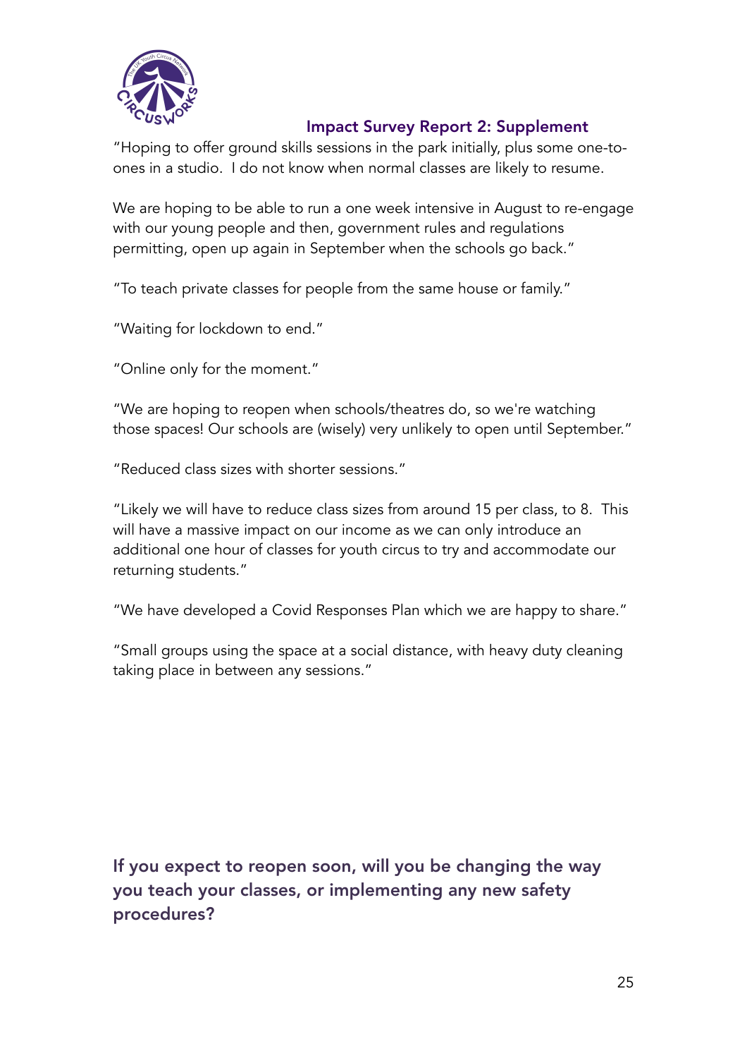"Hoping to offer ground skills sessions in the park initially, plus some one-to-ones in a studio.  I do not know when normal classes are likely to resume.

We are hoping to be able to run a one week intensive in August to re-engage with our young people and then, government rules and regulations permitting, open up again in September when the schools go back."

"To teach private classes for people from the same house or family."

"Waiting for lockdown to end."

"Online only for the moment."

"We are hoping to reopen when schools/theatres do, so we're watching those spaces! Our schools are (wisely) very unlikely to open until September."

"Reduced class sizes with shorter sessions."

"Likely we will have to reduce class sizes from around 15 per class, to 8.  This will have a massive impact on our income as we can only introduce an additional one hour of classes for youth circus to try and accommodate our returning students."

"We have developed a Covid Responses Plan which we are happy to share."

"Small groups using the space at a social distance, with heavy duty cleaning taking place in between any sessions."

## If you expect to reopen soon, will you be changing the way you teach your classes, or implementing any new safety procedures?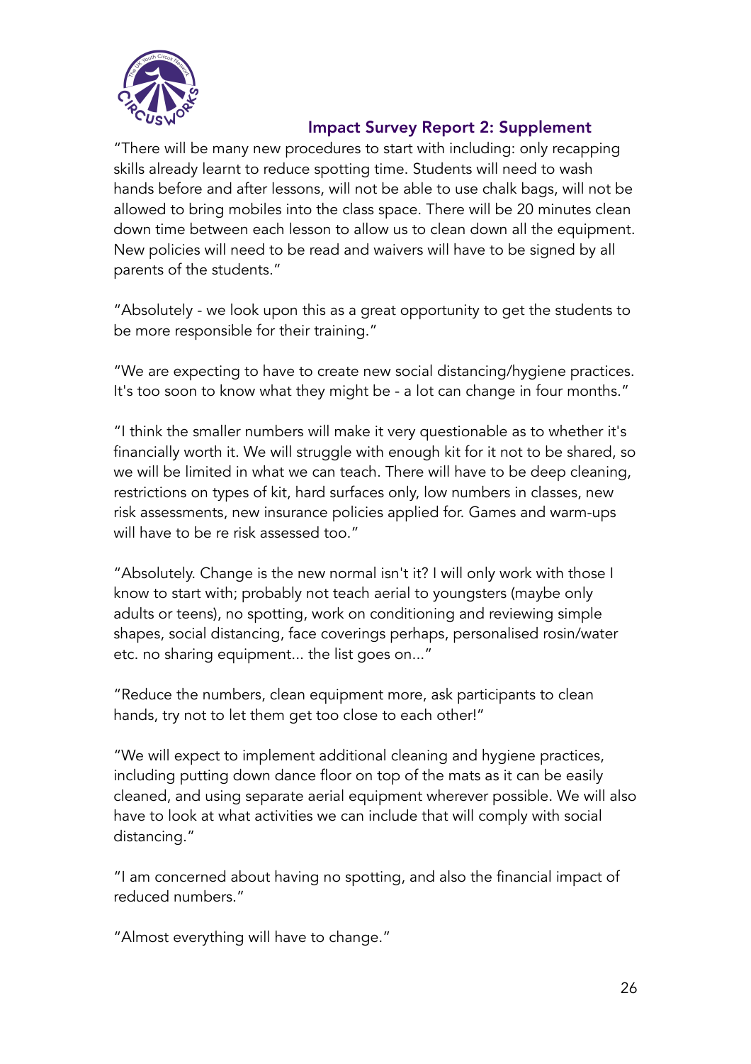"There will be many new procedures to start with including: only recapping skills already learnt to reduce spotting time. Students will need to wash hands before and after lessons, will not be able to use chalk bags, will not be allowed to bring mobiles into the class space. There will be 20 minutes clean down time between each lesson to allow us to clean down all the equipment. New policies will need to be read and waivers will have to be signed by all parents of the students."

"Absolutely - we look upon this as a great opportunity to get the students to be more responsible for their training."

"We are expecting to have to create new social distancing/hygiene practices. It's too soon to know what they might be - a lot can change in four months."

"I think the smaller numbers will make it very questionable as to whether it's financially worth it. We will struggle with enough kit for it not to be shared, so we will be limited in what we can teach. There will have to be deep cleaning, restrictions on types of kit, hard surfaces only, low numbers in classes, new risk assessments, new insurance policies applied for. Games and warm-ups will have to be re risk assessed too."

"Absolutely. Change is the new normal isn't it? I will only work with those I know to start with; probably not teach aerial to youngsters (maybe only adults or teens), no spotting, work on conditioning and reviewing simple shapes, social distancing, face coverings perhaps, personalised rosin/water etc. no sharing equipment... the list goes on..."

"Reduce the numbers, clean equipment more, ask participants to clean hands, try not to let them get too close to each other!"

"We will expect to implement additional cleaning and hygiene practices, including putting down dance floor on top of the mats as it can be easily cleaned, and using separate aerial equipment wherever possible. We will also have to look at what activities we can include that will comply with social distancing."

"I am concerned about having no spotting, and also the financial impact of reduced numbers."

"Almost everything will have to change."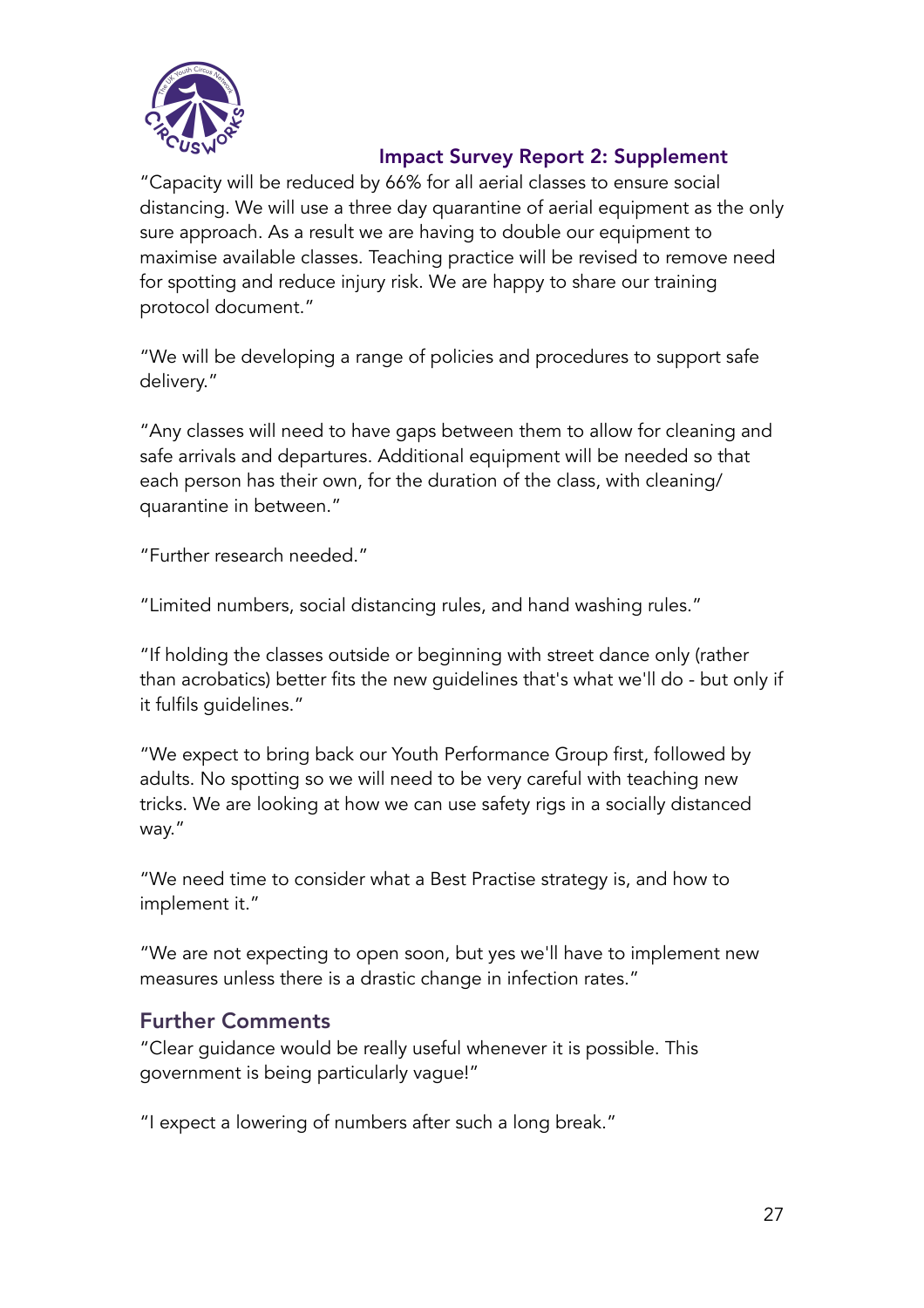## Impact Survey Report 2: Supplement

"Capacity will be reduced by 66% for all aerial classes to ensure social distancing. We will use a three day quarantine of aerial equipment as the only sure approach. As a result we are having to double our equipment to maximise available classes. Teaching practice will be revised to remove need for spotting and reduce injury risk. We are happy to share our training protocol document."

"We will be developing a range of policies and procedures to support safe delivery."

"Any classes will need to have gaps between them to allow for cleaning and safe arrivals and departures. Additional equipment will be needed so that each person has their own, for the duration of the class, with cleaning/ quarantine in between."

"Further research needed."

"Limited numbers, social distancing rules, and hand washing rules."

"If holding the classes outside or beginning with street dance only (rather than acrobatics) better fits the new guidelines that's what we'll do - but only if it fulfils guidelines."

"We expect to bring back our Youth Performance Group first, followed by adults. No spotting so we will need to be very careful with teaching new tricks. We are looking at how we can use safety rigs in a socially distanced way."

"We need time to consider what a Best Practise strategy is, and how to implement it."

"We are not expecting to open soon, but yes we'll have to implement new measures unless there is a drastic change in infection rates."

### Further Comments

"Clear guidance would be really useful whenever it is possible. This government is being particularly vague!"

"I expect a lowering of numbers after such a long break."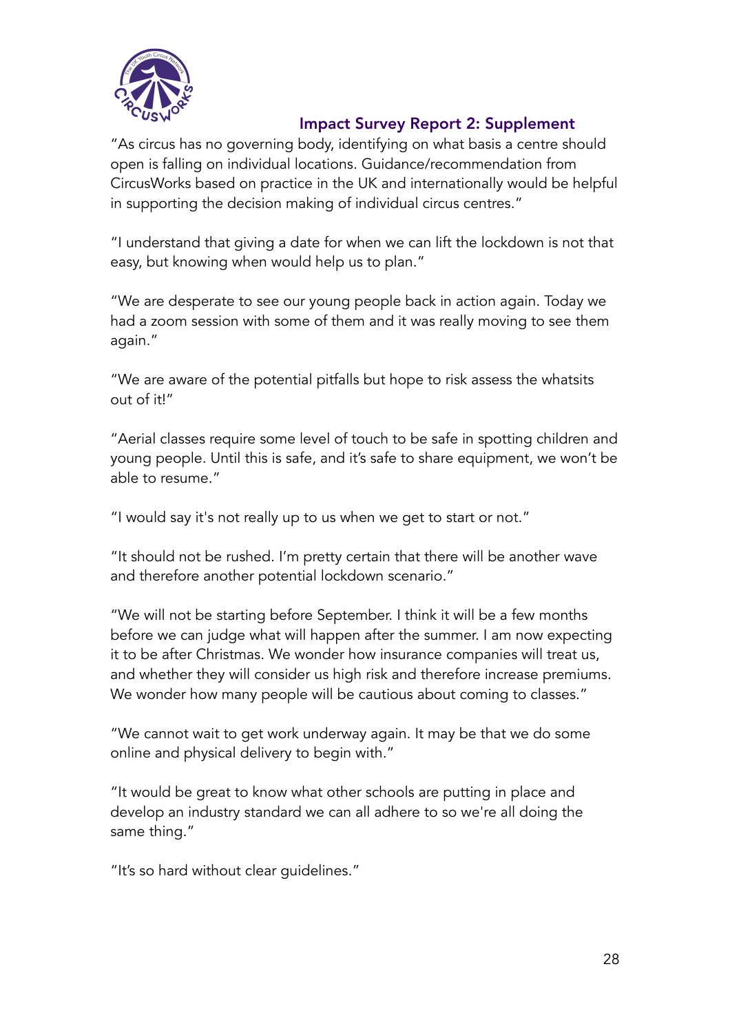"As circus has no governing body, identifying on what basis a centre should open is falling on individual locations. Guidance/recommendation from CircusWorks based on practice in the UK and internationally would be helpful in supporting the decision making of individual circus centres."

"I understand that giving a date for when we can lift the lockdown is not that easy, but knowing when would help us to plan."

"We are desperate to see our young people back in action again. Today we had a zoom session with some of them and it was really moving to see them again."

"We are aware of the potential pitfalls but hope to risk assess the whatsits out of it!"

"Aerial classes require some level of touch to be safe in spotting children and young people. Until this is safe, and it's safe to share equipment, we won't be able to resume."

"I would say it's not really up to us when we get to start or not."

"It should not be rushed. I'm pretty certain that there will be another wave and therefore another potential lockdown scenario."

"We will not be starting before September. I think it will be a few months before we can judge what will happen after the summer. I am now expecting it to be after Christmas. We wonder how insurance companies will treat us, and whether they will consider us high risk and therefore increase premiums. We wonder how many people will be cautious about coming to classes."

"We cannot wait to get work underway again. It may be that we do some online and physical delivery to begin with."

"It would be great to know what other schools are putting in place and develop an industry standard we can all adhere to so we're all doing the same thing."

"It's so hard without clear guidelines."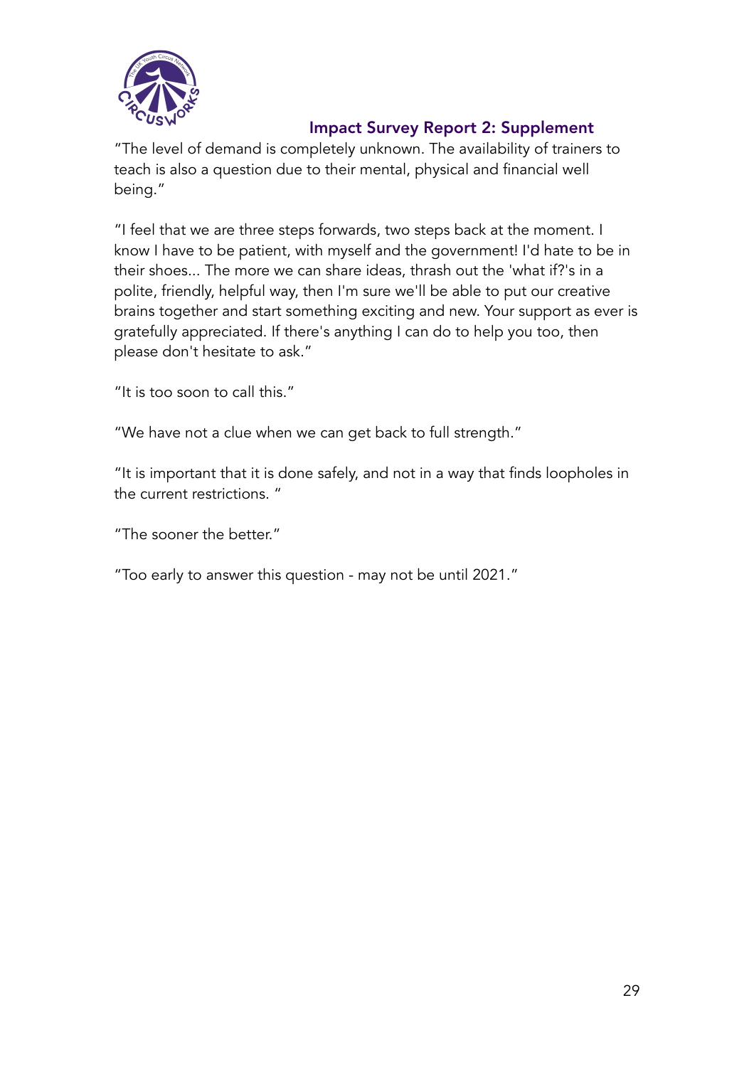"The level of demand is completely unknown. The availability of trainers to teach is also a question due to their mental, physical and financial well being."

"I feel that we are three steps forwards, two steps back at the moment. I know I have to be patient, with myself and the government! I'd hate to be in their shoes... The more we can share ideas, thrash out the 'what if?'s in a polite, friendly, helpful way, then I'm sure we'll be able to put our creative brains together and start something exciting and new. Your support as ever is gratefully appreciated. If there's anything I can do to help you too, then please don't hesitate to ask."

"It is too soon to call this."

"We have not a clue when we can get back to full strength."

"It is important that it is done safely, and not in a way that finds loopholes in the current restrictions. "

"The sooner the better."

"Too early to answer this question - may not be until 2021."